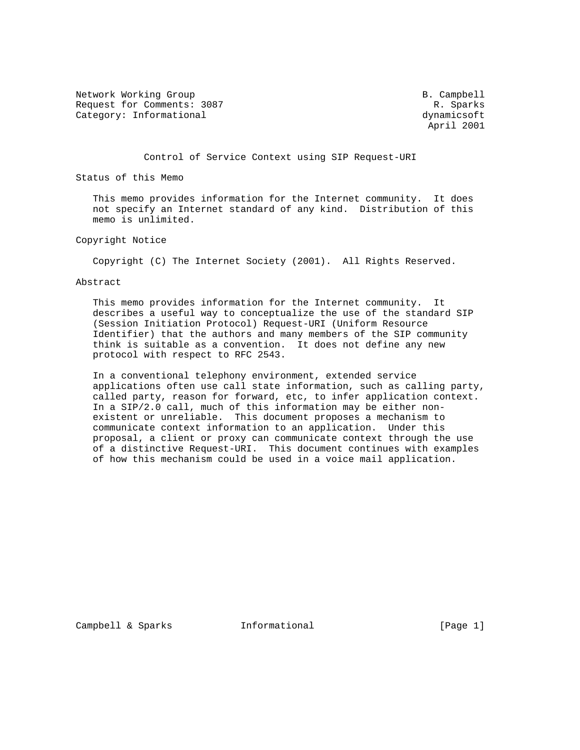Network Working Group B. Campbell
Request for Comments: 3087 R. Sparks
Category: Informational dynamicsoft
April 2001

# Control of Service Context using SIP Request-URI

## Status of this Memo

This memo provides information for the Internet community. It does not specify an Internet standard of any kind. Distribution of this memo is unlimited.

## Copyright Notice

Copyright (C) The Internet Society (2001). All Rights Reserved.

## Abstract

This memo provides information for the Internet community. It describes a useful way to conceptualize the use of the standard SIP (Session Initiation Protocol) Request-URI (Uniform Resource Identifier) that the authors and many members of the SIP community think is suitable as a convention. It does not define any new protocol with respect to RFC 2543.

In a conventional telephony environment, extended service applications often use call state information, such as calling party, called party, reason for forward, etc, to infer application context. In a SIP/2.0 call, much of this information may be either non-existent or unreliable. This document proposes a mechanism to communicate context information to an application. Under this proposal, a client or proxy can communicate context through the use of a distinctive Request-URI. This document continues with examples of how this mechanism could be used in a voice mail application.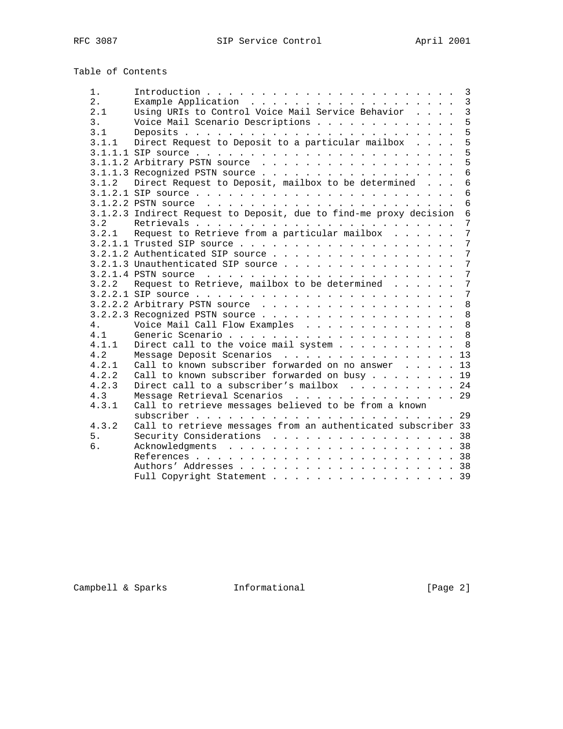Table of Contents

```
   1.      Introduction . . . . . . . . . . . . . . . . . . . . . . .  3
   2.      Example Application  . . . . . . . . . . . . . . . . . . .  3
   2.1     Using URIs to Control Voice Mail Service Behavior  . . . .  3
   3.      Voice Mail Scenario Descriptions . . . . . . . . . . . . .  5
   3.1     Deposits . . . . . . . . . . . . . . . . . . . . . . . . .  5
   3.1.1   Direct Request to Deposit to a particular mailbox  . . . .  5
   3.1.1.1 SIP source . . . . . . . . . . . . . . . . . . . . . . . .  5
   3.1.1.2 Arbitrary PSTN source  . . . . . . . . . . . . . . . . . .  5
   3.1.1.3 Recognized PSTN source . . . . . . . . . . . . . . . . . .  6
   3.1.2   Direct Request to Deposit, mailbox to be determined  . . .  6
   3.1.2.1 SIP source . . . . . . . . . . . . . . . . . . . . . . . .  6
   3.1.2.2 PSTN source  . . . . . . . . . . . . . . . . . . . . . . .  6
   3.1.2.3 Indirect Request to Deposit, due to find-me proxy decision  6
   3.2     Retrievals . . . . . . . . . . . . . . . . . . . . . . . .  7
   3.2.1   Request to Retrieve from a particular mailbox  . . . . . .  7
   3.2.1.1 Trusted SIP source . . . . . . . . . . . . . . . . . . . .  7
   3.2.1.2 Authenticated SIP source . . . . . . . . . . . . . . . . .  7
   3.2.1.3 Unauthenticated SIP source . . . . . . . . . . . . . . . .  7
   3.2.1.4 PSTN source  . . . . . . . . . . . . . . . . . . . . . . .  7
   3.2.2   Request to Retrieve, mailbox to be determined  . . . . . .  7
   3.2.2.1 SIP source . . . . . . . . . . . . . . . . . . . . . . . .  7
   3.2.2.2 Arbitrary PSTN source  . . . . . . . . . . . . . . . . . .  8
   3.2.2.3 Recognized PSTN source . . . . . . . . . . . . . . . . . .  8
   4.      Voice Mail Call Flow Examples  . . . . . . . . . . . . . .  8
   4.1     Generic Scenario . . . . . . . . . . . . . . . . . . . . .  8
   4.1.1   Direct call to the voice mail system . . . . . . . . . . .  8
   4.2     Message Deposit Scenarios  . . . . . . . . . . . . . . . . 13
   4.2.1   Call to known subscriber forwarded on no answer  . . . . . 13
   4.2.2   Call to known subscriber forwarded on busy . . . . . . . . 19
   4.2.3   Direct call to a subscriber's mailbox  . . . . . . . . . . 24
   4.3     Message Retrieval Scenarios  . . . . . . . . . . . . . . . 29
   4.3.1   Call to retrieve messages believed to be from a known
           subscriber . . . . . . . . . . . . . . . . . . . . . . . . 29
   4.3.2   Call to retrieve messages from an authenticated subscriber 33
   5.      Security Considerations  . . . . . . . . . . . . . . . . . 38
   6.      Acknowledgments  . . . . . . . . . . . . . . . . . . . . . 38
           References . . . . . . . . . . . . . . . . . . . . . . . . 38
           Authors' Addresses . . . . . . . . . . . . . . . . . . . . 38
           Full Copyright Statement . . . . . . . . . . . . . . . . . 39
```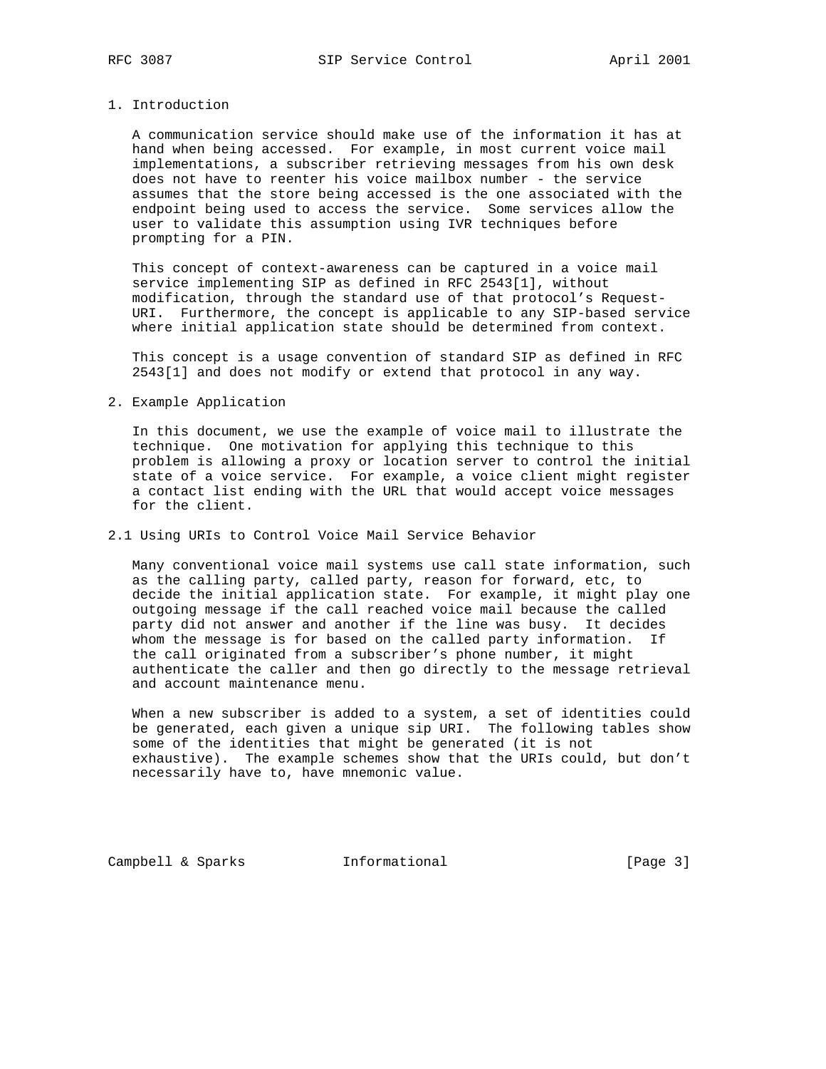## 1. Introduction

A communication service should make use of the information it has at hand when being accessed. For example, in most current voice mail implementations, a subscriber retrieving messages from his own desk does not have to reenter his voice mailbox number - the service assumes that the store being accessed is the one associated with the endpoint being used to access the service. Some services allow the user to validate this assumption using IVR techniques before prompting for a PIN.

This concept of context-awareness can be captured in a voice mail service implementing SIP as defined in RFC 2543[1], without modification, through the standard use of that protocol's Request-URI. Furthermore, the concept is applicable to any SIP-based service where initial application state should be determined from context.

This concept is a usage convention of standard SIP as defined in RFC 2543[1] and does not modify or extend that protocol in any way.

## 2. Example Application

In this document, we use the example of voice mail to illustrate the technique. One motivation for applying this technique to this problem is allowing a proxy or location server to control the initial state of a voice service. For example, a voice client might register a contact list ending with the URL that would accept voice messages for the client.

### 2.1 Using URIs to Control Voice Mail Service Behavior

Many conventional voice mail systems use call state information, such as the calling party, called party, reason for forward, etc, to decide the initial application state. For example, it might play one outgoing message if the call reached voice mail because the called party did not answer and another if the line was busy. It decides whom the message is for based on the called party information. If the call originated from a subscriber's phone number, it might authenticate the caller and then go directly to the message retrieval and account maintenance menu.

When a new subscriber is added to a system, a set of identities could be generated, each given a unique sip URI. The following tables show some of the identities that might be generated (it is not exhaustive). The example schemes show that the URIs could, but don't necessarily have to, have mnemonic value.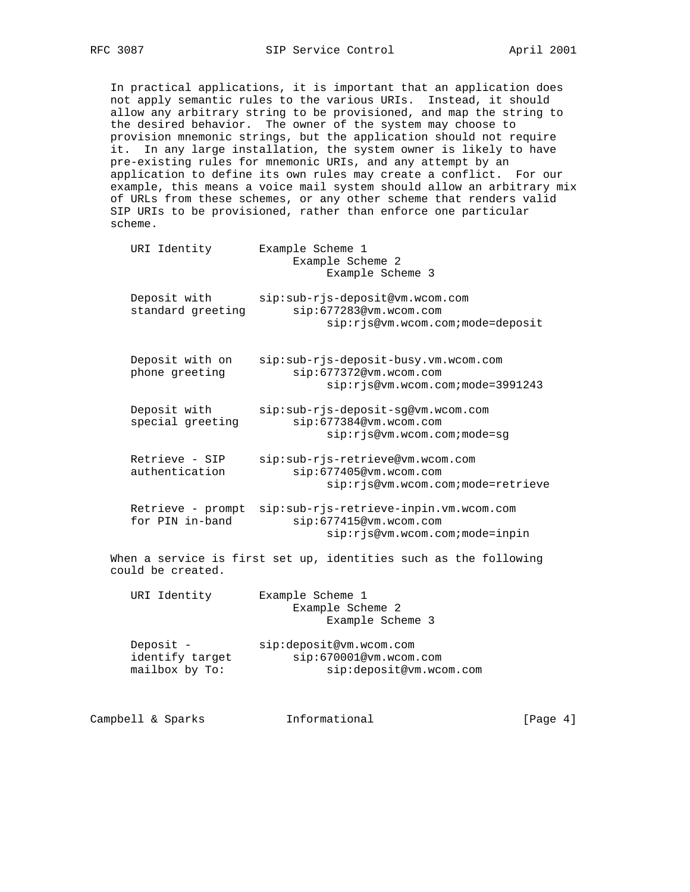In practical applications, it is important that an application does not apply semantic rules to the various URIs. Instead, it should allow any arbitrary string to be provisioned, and map the string to the desired behavior. The owner of the system may choose to provision mnemonic strings, but the application should not require it. In any large installation, the system owner is likely to have pre-existing rules for mnemonic URIs, and any attempt by an application to define its own rules may create a conflict. For our example, this means a voice mail system should allow an arbitrary mix of URLs from these schemes, or any other scheme that renders valid SIP URIs to be provisioned, rather than enforce one particular scheme.

```
   URI Identity       Example Scheme 1
                           Example Scheme 2
                                Example Scheme 3

   Deposit with       sip:sub-rjs-deposit@vm.wcom.com
   standard greeting       sip:677283@vm.wcom.com
                                sip:rjs@vm.wcom.com;mode=deposit


   Deposit with on    sip:sub-rjs-deposit-busy.vm.wcom.com
   phone greeting          sip:677372@vm.wcom.com
                                sip:rjs@vm.wcom.com;mode=3991243

   Deposit with       sip:sub-rjs-deposit-sg@vm.wcom.com
   special greeting        sip:677384@vm.wcom.com
                                sip:rjs@vm.wcom.com;mode=sg

   Retrieve - SIP     sip:sub-rjs-retrieve@vm.wcom.com
   authentication          sip:677405@vm.wcom.com
                                sip:rjs@vm.wcom.com;mode=retrieve

   Retrieve - prompt  sip:sub-rjs-retrieve-inpin.vm.wcom.com
   for PIN in-band         sip:677415@vm.wcom.com
                                sip:rjs@vm.wcom.com;mode=inpin
```

When a service is first set up, identities such as the following could be created.

```
   URI Identity       Example Scheme 1
                           Example Scheme 2
                                Example Scheme 3

   Deposit -          sip:deposit@vm.wcom.com
   identify target         sip:670001@vm.wcom.com
   mailbox by To:               sip:deposit@vm.wcom.com
```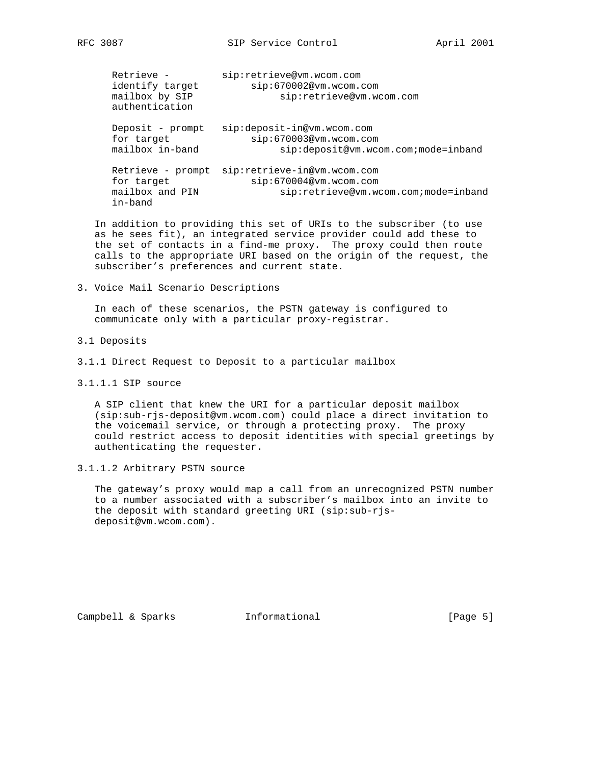```
   Retrieve -         sip:retrieve@vm.wcom.com
   identify target         sip:670002@vm.wcom.com
   mailbox by SIP               sip:retrieve@vm.wcom.com
   authentication

   Deposit - prompt   sip:deposit-in@vm.wcom.com
   for target              sip:670003@vm.wcom.com
   mailbox in-band              sip:deposit@vm.wcom.com;mode=inband

   Retrieve - prompt  sip:retrieve-in@vm.wcom.com
   for target              sip:670004@vm.wcom.com
   mailbox and PIN              sip:retrieve@vm.wcom.com;mode=inband
   in-band
```

In addition to providing this set of URIs to the subscriber (to use as he sees fit), an integrated service provider could add these to the set of contacts in a find-me proxy. The proxy could then route calls to the appropriate URI based on the origin of the request, the subscriber's preferences and current state.

## 3. Voice Mail Scenario Descriptions

In each of these scenarios, the PSTN gateway is configured to communicate only with a particular proxy-registrar.

### 3.1 Deposits

#### 3.1.1 Direct Request to Deposit to a particular mailbox

##### 3.1.1.1 SIP source

A SIP client that knew the URI for a particular deposit mailbox (sip:sub-rjs-deposit@vm.wcom.com) could place a direct invitation to the voicemail service, or through a protecting proxy. The proxy could restrict access to deposit identities with special greetings by authenticating the requester.

##### 3.1.1.2 Arbitrary PSTN source

The gateway's proxy would map a call from an unrecognized PSTN number to a number associated with a subscriber's mailbox into an invite to the deposit with standard greeting URI (sip:sub-rjs-deposit@vm.wcom.com).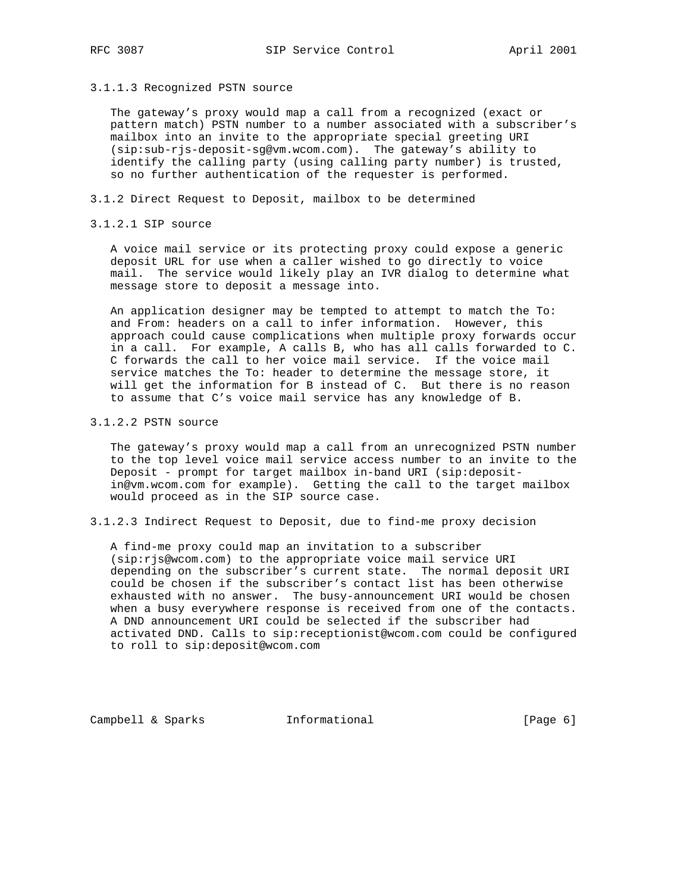#### 3.1.1.3 Recognized PSTN source

The gateway's proxy would map a call from a recognized (exact or pattern match) PSTN number to a number associated with a subscriber's mailbox into an invite to the appropriate special greeting URI (sip:sub-rjs-deposit-sg@vm.wcom.com). The gateway's ability to identify the calling party (using calling party number) is trusted, so no further authentication of the requester is performed.

### 3.1.2 Direct Request to Deposit, mailbox to be determined

#### 3.1.2.1 SIP source

A voice mail service or its protecting proxy could expose a generic deposit URL for use when a caller wished to go directly to voice mail. The service would likely play an IVR dialog to determine what message store to deposit a message into.

An application designer may be tempted to attempt to match the To: and From: headers on a call to infer information. However, this approach could cause complications when multiple proxy forwards occur in a call. For example, A calls B, who has all calls forwarded to C. C forwards the call to her voice mail service. If the voice mail service matches the To: header to determine the message store, it will get the information for B instead of C. But there is no reason to assume that C's voice mail service has any knowledge of B.

#### 3.1.2.2 PSTN source

The gateway's proxy would map a call from an unrecognized PSTN number to the top level voice mail service access number to an invite to the Deposit - prompt for target mailbox in-band URI (sip:deposit-in@vm.wcom.com for example). Getting the call to the target mailbox would proceed as in the SIP source case.

#### 3.1.2.3 Indirect Request to Deposit, due to find-me proxy decision

A find-me proxy could map an invitation to a subscriber (sip:rjs@wcom.com) to the appropriate voice mail service URI depending on the subscriber's current state. The normal deposit URI could be chosen if the subscriber's contact list has been otherwise exhausted with no answer. The busy-announcement URI would be chosen when a busy everywhere response is received from one of the contacts. A DND announcement URI could be selected if the subscriber had activated DND. Calls to sip:receptionist@wcom.com could be configured to roll to sip:deposit@wcom.com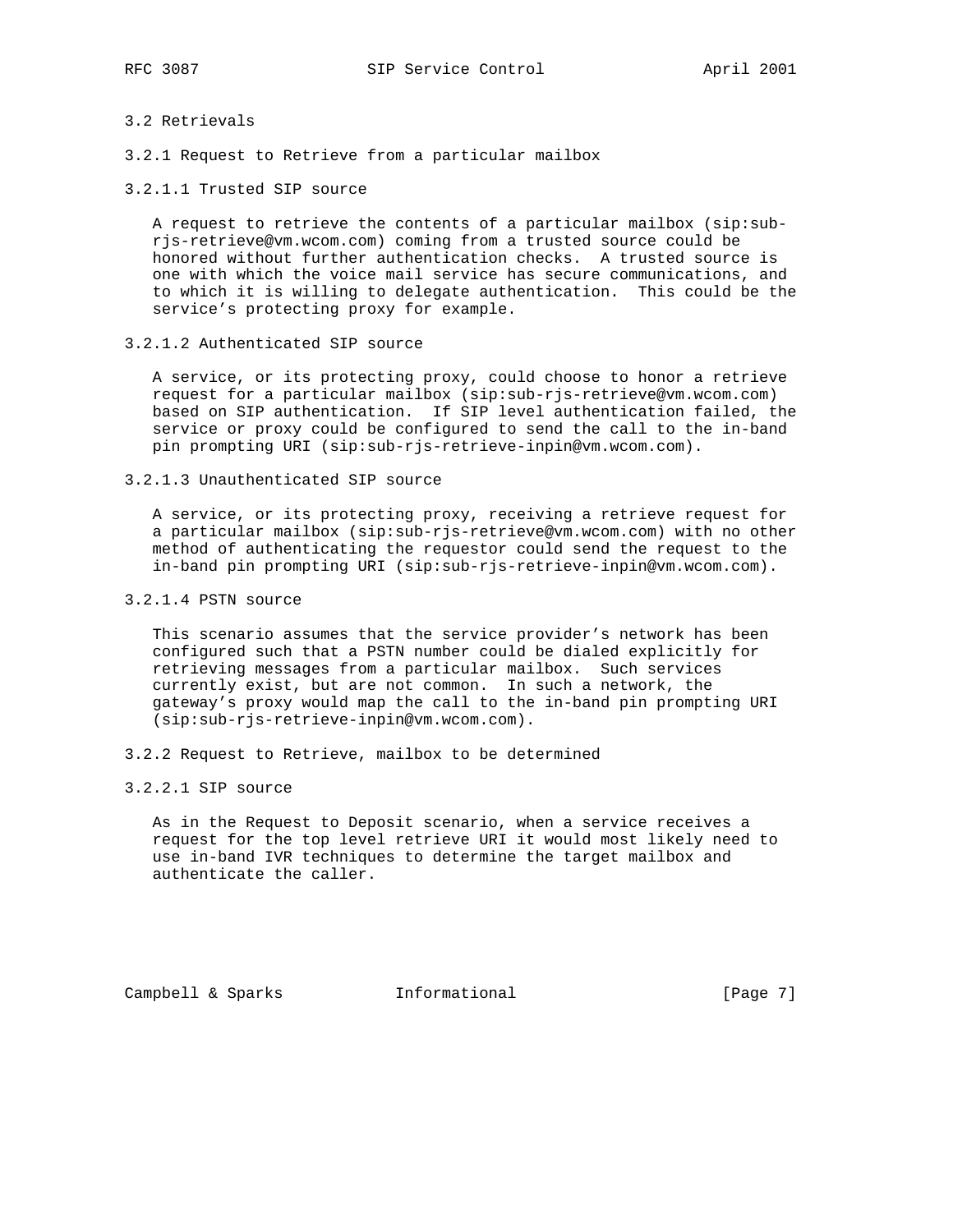### 3.2 Retrievals

#### 3.2.1 Request to Retrieve from a particular mailbox

##### 3.2.1.1 Trusted SIP source

A request to retrieve the contents of a particular mailbox (sip:sub-rjs-retrieve@vm.wcom.com) coming from a trusted source could be honored without further authentication checks. A trusted source is one with which the voice mail service has secure communications, and to which it is willing to delegate authentication. This could be the service's protecting proxy for example.

##### 3.2.1.2 Authenticated SIP source

A service, or its protecting proxy, could choose to honor a retrieve request for a particular mailbox (sip:sub-rjs-retrieve@vm.wcom.com) based on SIP authentication. If SIP level authentication failed, the service or proxy could be configured to send the call to the in-band pin prompting URI (sip:sub-rjs-retrieve-inpin@vm.wcom.com).

##### 3.2.1.3 Unauthenticated SIP source

A service, or its protecting proxy, receiving a retrieve request for a particular mailbox (sip:sub-rjs-retrieve@vm.wcom.com) with no other method of authenticating the requestor could send the request to the in-band pin prompting URI (sip:sub-rjs-retrieve-inpin@vm.wcom.com).

##### 3.2.1.4 PSTN source

This scenario assumes that the service provider's network has been configured such that a PSTN number could be dialed explicitly for retrieving messages from a particular mailbox. Such services currently exist, but are not common. In such a network, the gateway's proxy would map the call to the in-band pin prompting URI (sip:sub-rjs-retrieve-inpin@vm.wcom.com).

#### 3.2.2 Request to Retrieve, mailbox to be determined

##### 3.2.2.1 SIP source

As in the Request to Deposit scenario, when a service receives a request for the top level retrieve URI it would most likely need to use in-band IVR techniques to determine the target mailbox and authenticate the caller.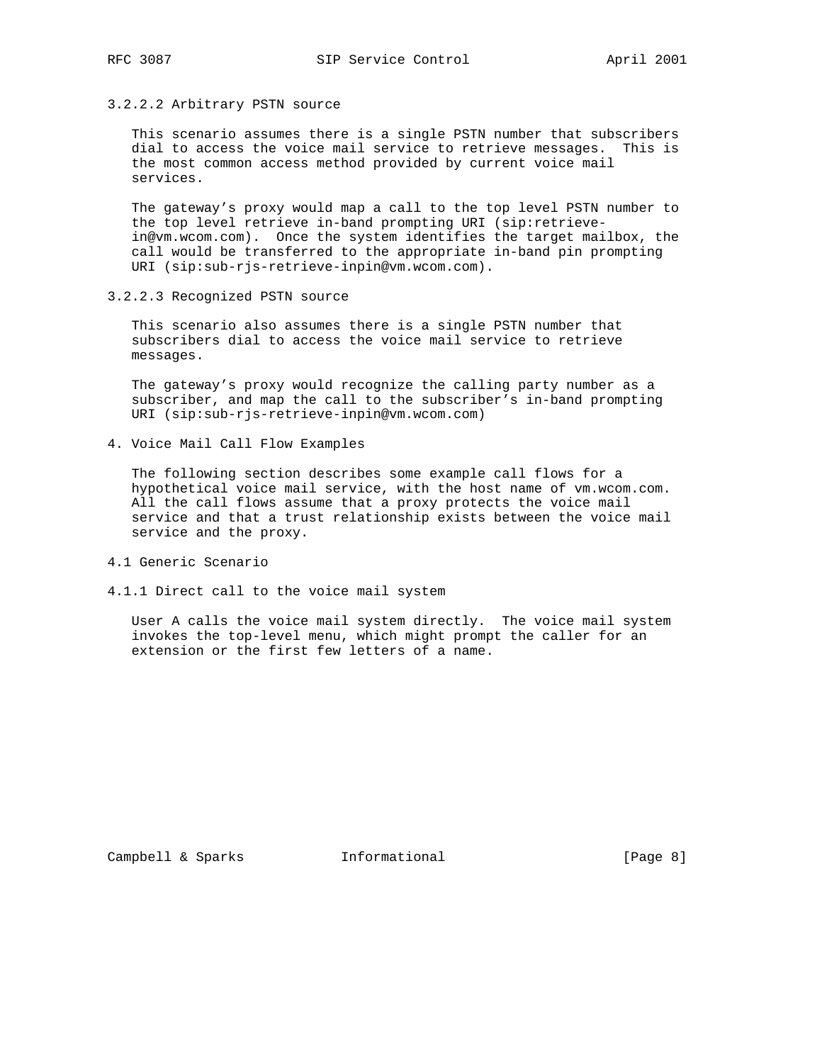#### 3.2.2.2 Arbitrary PSTN source

This scenario assumes there is a single PSTN number that subscribers dial to access the voice mail service to retrieve messages. This is the most common access method provided by current voice mail services.

The gateway's proxy would map a call to the top level PSTN number to the top level retrieve in-band prompting URI (sip:retrieve-in@vm.wcom.com). Once the system identifies the target mailbox, the call would be transferred to the appropriate in-band pin prompting URI (sip:sub-rjs-retrieve-inpin@vm.wcom.com).

#### 3.2.2.3 Recognized PSTN source

This scenario also assumes there is a single PSTN number that subscribers dial to access the voice mail service to retrieve messages.

The gateway's proxy would recognize the calling party number as a subscriber, and map the call to the subscriber's in-band prompting URI (sip:sub-rjs-retrieve-inpin@vm.wcom.com)

## 4. Voice Mail Call Flow Examples

The following section describes some example call flows for a hypothetical voice mail service, with the host name of vm.wcom.com. All the call flows assume that a proxy protects the voice mail service and that a trust relationship exists between the voice mail service and the proxy.

### 4.1 Generic Scenario

#### 4.1.1 Direct call to the voice mail system

User A calls the voice mail system directly. The voice mail system invokes the top-level menu, which might prompt the caller for an extension or the first few letters of a name.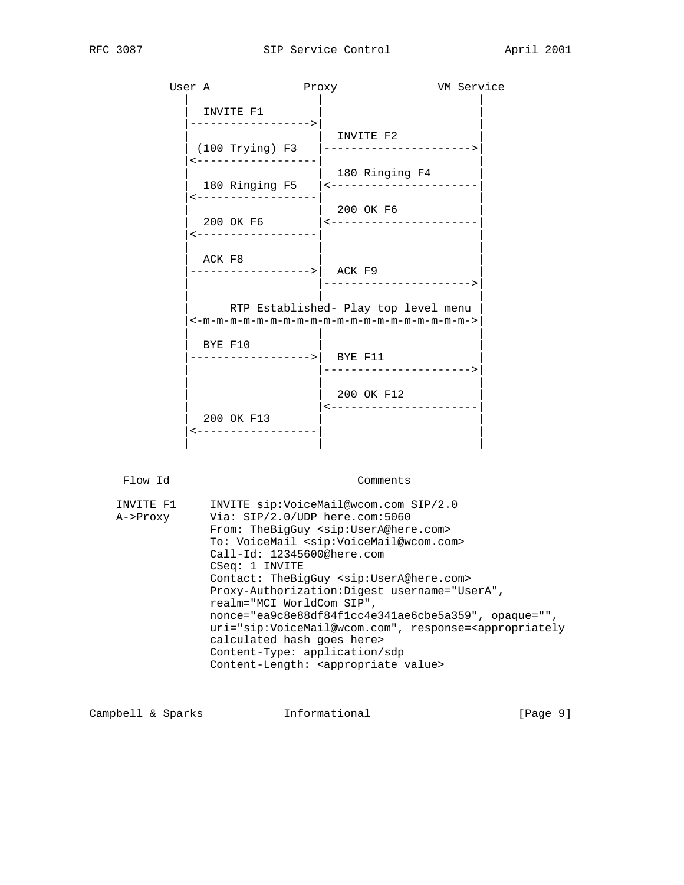```
         User A             Proxy              VM Service
           |                  |                      |
           |  INVITE F1       |                      |
           |----------------->|                      |
           |                  |  INVITE F2           |
           | (100 Trying) F3  |--------------------->|
           |<-----------------|                      |
           |                  |  180 Ringing F4      |
           |  180 Ringing F5  |<---------------------|
           |<-----------------|                      |
           |                  |  200 OK F6           |
           |  200 OK F6       |<---------------------|
           |<-----------------|                      |
           |                  |                      |
           |  ACK F8          |                      |
           |----------------->|  ACK F9              |
           |                  |--------------------->|
           |                  |                      |
           |      RTP Established- Play top level menu |
           |<-m-m-m-m-m-m-m-m-m-m-m-m-m-m-m-m-m-m-m-m->|
           |                  |                      |
           |  BYE F10         |                      |
           |----------------->|  BYE F11             |
           |                  |--------------------->|
           |                  |                      |
           |                  |  200 OK F12          |
           |                  |<---------------------|
           |  200 OK F13      |                      |
           |<-----------------|                      |
           |                  |                      |
```

```
     Flow Id                         Comments

    INVITE F1     INVITE sip:VoiceMail@wcom.com SIP/2.0
    A->Proxy      Via: SIP/2.0/UDP here.com:5060
                  From: TheBigGuy <sip:UserA@here.com>
                  To: VoiceMail <sip:VoiceMail@wcom.com>
                  Call-Id: 12345600@here.com
                  CSeq: 1 INVITE
                  Contact: TheBigGuy <sip:UserA@here.com>
                  Proxy-Authorization:Digest username="UserA",
                  realm="MCI WorldCom SIP",
                  nonce="ea9c8e88df84f1cc4e341ae6cbe5a359", opaque="",
                  uri="sip:VoiceMail@wcom.com", response=<appropriately
                  calculated hash goes here>
                  Content-Type: application/sdp
                  Content-Length: <appropriate value>
```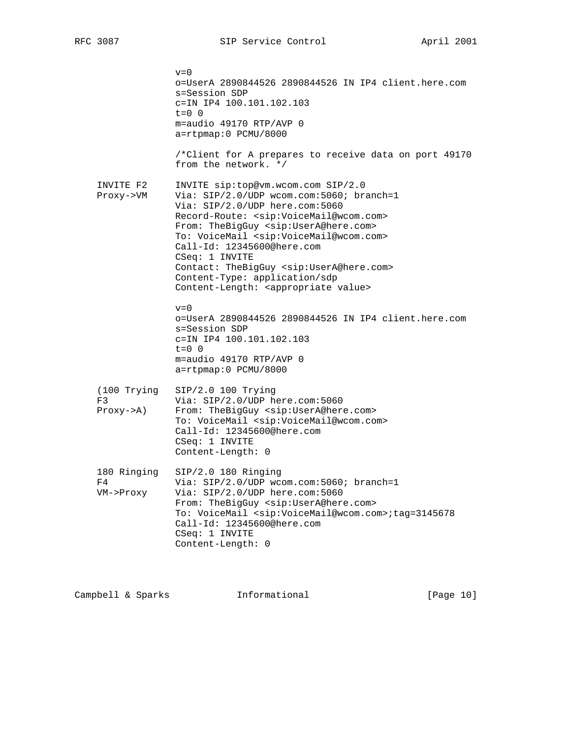```
                v=0
                o=UserA 2890844526 2890844526 IN IP4 client.here.com
                s=Session SDP
                c=IN IP4 100.101.102.103
                t=0 0
                m=audio 49170 RTP/AVP 0
                a=rtpmap:0 PCMU/8000

                /*Client for A prepares to receive data on port 49170
                from the network. */

   INVITE F2    INVITE sip:top@vm.wcom.com SIP/2.0
   Proxy->VM    Via: SIP/2.0/UDP wcom.com:5060; branch=1
                Via: SIP/2.0/UDP here.com:5060
                Record-Route: <sip:VoiceMail@wcom.com>
                From: TheBigGuy <sip:UserA@here.com>
                To: VoiceMail <sip:VoiceMail@wcom.com>
                Call-Id: 12345600@here.com
                CSeq: 1 INVITE
                Contact: TheBigGuy <sip:UserA@here.com>
                Content-Type: application/sdp
                Content-Length: <appropriate value>

                v=0
                o=UserA 2890844526 2890844526 IN IP4 client.here.com
                s=Session SDP
                c=IN IP4 100.101.102.103
                t=0 0
                m=audio 49170 RTP/AVP 0
                a=rtpmap:0 PCMU/8000

   (100 Trying  SIP/2.0 100 Trying
   F3           Via: SIP/2.0/UDP here.com:5060
   Proxy->A)    From: TheBigGuy <sip:UserA@here.com>
                To: VoiceMail <sip:VoiceMail@wcom.com>
                Call-Id: 12345600@here.com
                CSeq: 1 INVITE
                Content-Length: 0

   180 Ringing  SIP/2.0 180 Ringing
   F4           Via: SIP/2.0/UDP wcom.com:5060; branch=1
   VM->Proxy    Via: SIP/2.0/UDP here.com:5060
                From: TheBigGuy <sip:UserA@here.com>
                To: VoiceMail <sip:VoiceMail@wcom.com>;tag=3145678
                Call-Id: 12345600@here.com
                CSeq: 1 INVITE
                Content-Length: 0
```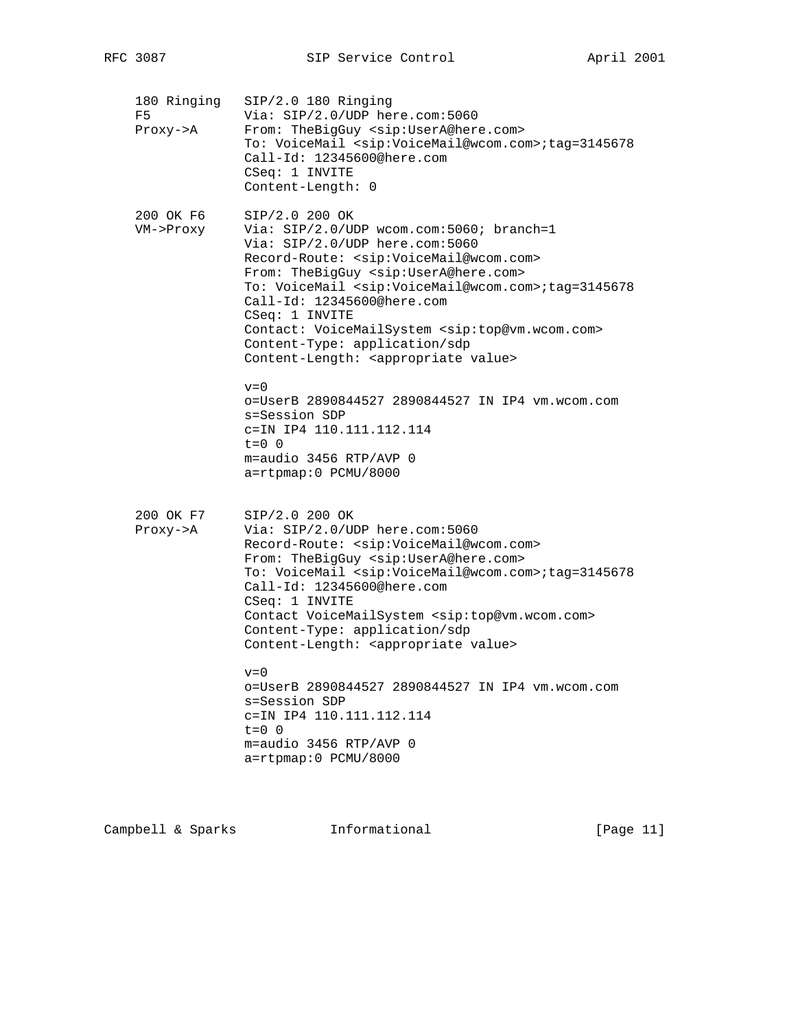```
   180 Ringing   SIP/2.0 180 Ringing
   F5            Via: SIP/2.0/UDP here.com:5060
   Proxy->A      From: TheBigGuy <sip:UserA@here.com>
                 To: VoiceMail <sip:VoiceMail@wcom.com>;tag=3145678
                 Call-Id: 12345600@here.com
                 CSeq: 1 INVITE
                 Content-Length: 0

   200 OK F6     SIP/2.0 200 OK
   VM->Proxy     Via: SIP/2.0/UDP wcom.com:5060; branch=1
                 Via: SIP/2.0/UDP here.com:5060
                 Record-Route: <sip:VoiceMail@wcom.com>
                 From: TheBigGuy <sip:UserA@here.com>
                 To: VoiceMail <sip:VoiceMail@wcom.com>;tag=3145678
                 Call-Id: 12345600@here.com
                 CSeq: 1 INVITE
                 Contact: VoiceMailSystem <sip:top@vm.wcom.com>
                 Content-Type: application/sdp
                 Content-Length: <appropriate value>

                 v=0
                 o=UserB 2890844527 2890844527 IN IP4 vm.wcom.com
                 s=Session SDP
                 c=IN IP4 110.111.112.114
                 t=0 0
                 m=audio 3456 RTP/AVP 0
                 a=rtpmap:0 PCMU/8000


   200 OK F7     SIP/2.0 200 OK
   Proxy->A      Via: SIP/2.0/UDP here.com:5060
                 Record-Route: <sip:VoiceMail@wcom.com>
                 From: TheBigGuy <sip:UserA@here.com>
                 To: VoiceMail <sip:VoiceMail@wcom.com>;tag=3145678
                 Call-Id: 12345600@here.com
                 CSeq: 1 INVITE
                 Contact VoiceMailSystem <sip:top@vm.wcom.com>
                 Content-Type: application/sdp
                 Content-Length: <appropriate value>

                 v=0
                 o=UserB 2890844527 2890844527 IN IP4 vm.wcom.com
                 s=Session SDP
                 c=IN IP4 110.111.112.114
                 t=0 0
                 m=audio 3456 RTP/AVP 0
                 a=rtpmap:0 PCMU/8000
```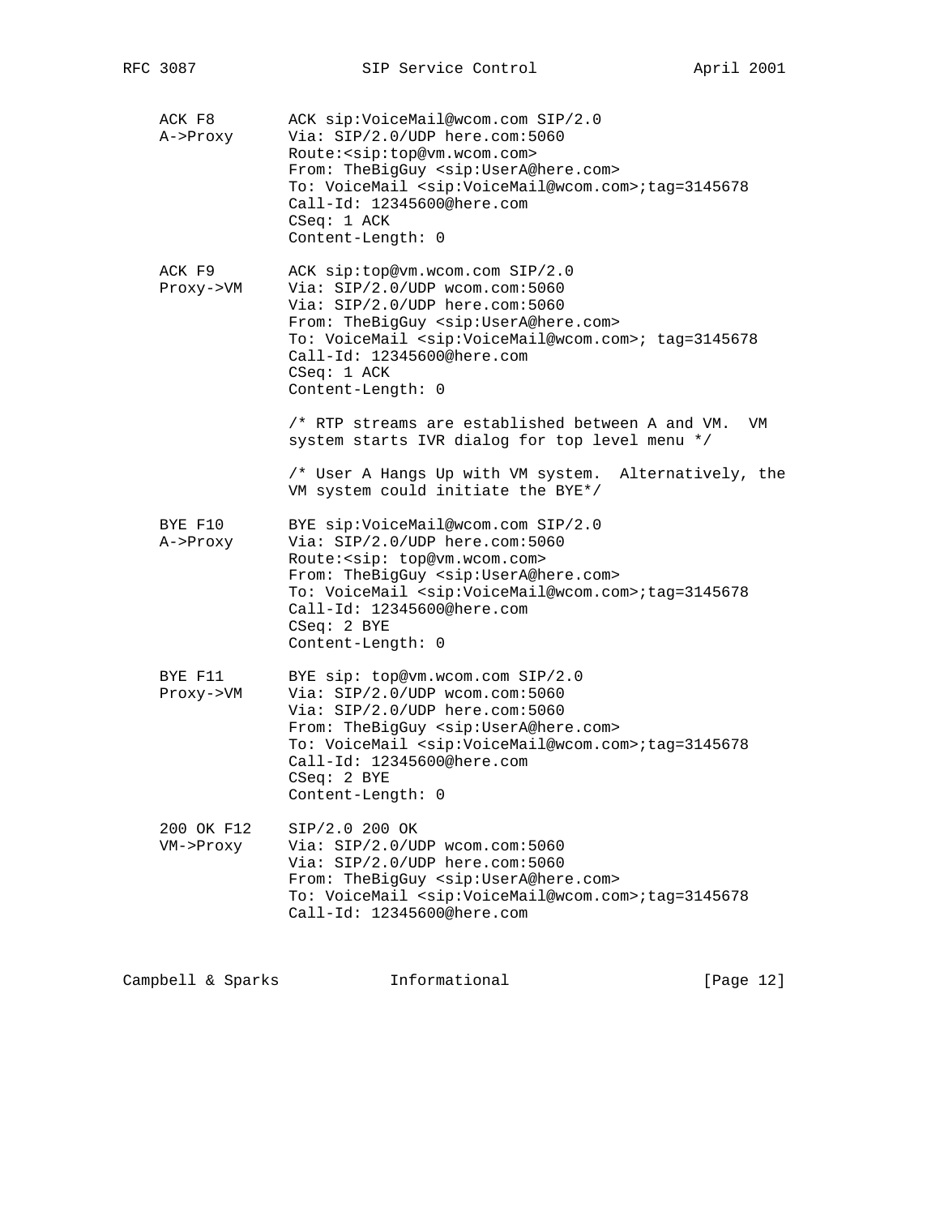```
   ACK F8         ACK sip:VoiceMail@wcom.com SIP/2.0
   A->Proxy       Via: SIP/2.0/UDP here.com:5060
                  Route:<sip:top@vm.wcom.com>
                  From: TheBigGuy <sip:UserA@here.com>
                  To: VoiceMail <sip:VoiceMail@wcom.com>;tag=3145678
                  Call-Id: 12345600@here.com
                  CSeq: 1 ACK
                  Content-Length: 0

   ACK F9         ACK sip:top@vm.wcom.com SIP/2.0
   Proxy->VM      Via: SIP/2.0/UDP wcom.com:5060
                  Via: SIP/2.0/UDP here.com:5060
                  From: TheBigGuy <sip:UserA@here.com>
                  To: VoiceMail <sip:VoiceMail@wcom.com>; tag=3145678
                  Call-Id: 12345600@here.com
                  CSeq: 1 ACK
                  Content-Length: 0

                  /* RTP streams are established between A and VM.  VM
                  system starts IVR dialog for top level menu */

                  /* User A Hangs Up with VM system.  Alternatively, the
                  VM system could initiate the BYE*/

   BYE F10        BYE sip:VoiceMail@wcom.com SIP/2.0
   A->Proxy       Via: SIP/2.0/UDP here.com:5060
                  Route:<sip: top@vm.wcom.com>
                  From: TheBigGuy <sip:UserA@here.com>
                  To: VoiceMail <sip:VoiceMail@wcom.com>;tag=3145678
                  Call-Id: 12345600@here.com
                  CSeq: 2 BYE
                  Content-Length: 0

   BYE F11        BYE sip: top@vm.wcom.com SIP/2.0
   Proxy->VM      Via: SIP/2.0/UDP wcom.com:5060
                  Via: SIP/2.0/UDP here.com:5060
                  From: TheBigGuy <sip:UserA@here.com>
                  To: VoiceMail <sip:VoiceMail@wcom.com>;tag=3145678
                  Call-Id: 12345600@here.com
                  CSeq: 2 BYE
                  Content-Length: 0

   200 OK F12     SIP/2.0 200 OK
   VM->Proxy      Via: SIP/2.0/UDP wcom.com:5060
                  Via: SIP/2.0/UDP here.com:5060
                  From: TheBigGuy <sip:UserA@here.com>
                  To: VoiceMail <sip:VoiceMail@wcom.com>;tag=3145678
                  Call-Id: 12345600@here.com
```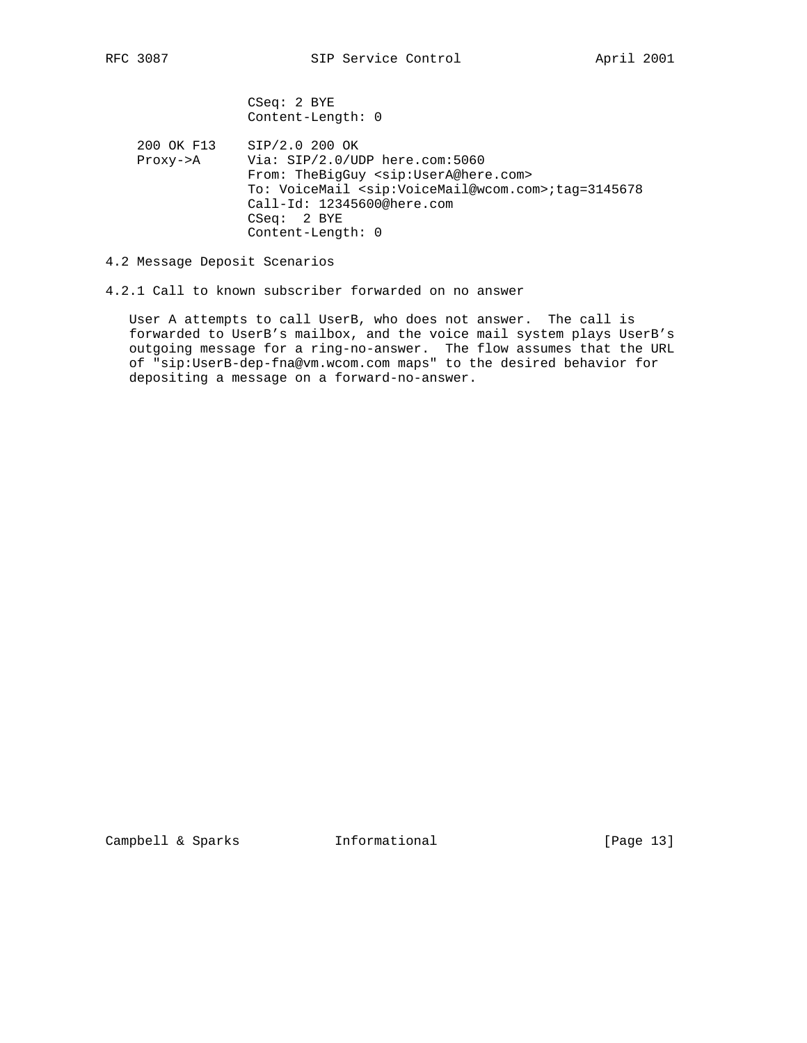```
                 CSeq: 2 BYE
                 Content-Length: 0

   200 OK F13    SIP/2.0 200 OK
   Proxy->A      Via: SIP/2.0/UDP here.com:5060
                 From: TheBigGuy <sip:UserA@here.com>
                 To: VoiceMail <sip:VoiceMail@wcom.com>;tag=3145678
                 Call-Id: 12345600@here.com
                 CSeq:  2 BYE
                 Content-Length: 0
```

### 4.2 Message Deposit Scenarios

#### 4.2.1 Call to known subscriber forwarded on no answer

User A attempts to call UserB, who does not answer. The call is forwarded to UserB's mailbox, and the voice mail system plays UserB's outgoing message for a ring-no-answer. The flow assumes that the URL of "sip:UserB-dep-fna@vm.wcom.com maps" to the desired behavior for depositing a message on a forward-no-answer.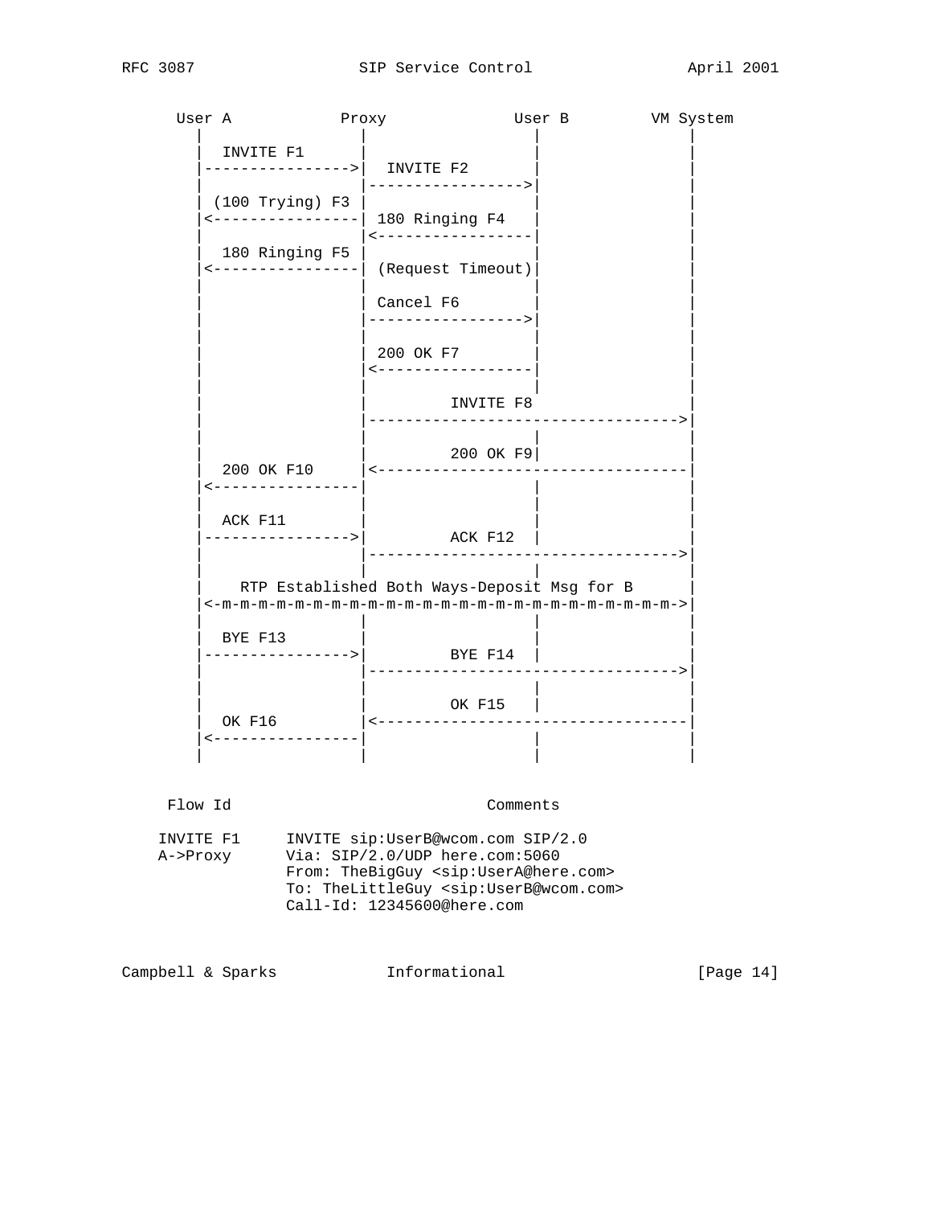```
      User A           Proxy              User B         VM System
        |                 |                  |                |
        |  INVITE F1      |                  |                |
        |---------------->|  INVITE F2       |                |
        |                 |----------------->|                |
        | (100 Trying) F3 |                  |                |
        |<----------------| 180 Ringing F4   |                |
        |                 |<-----------------|                |
        |  180 Ringing F5 |                  |                |
        |<----------------| (Request Timeout)|                |
        |                 |                  |                |
        |                 | Cancel F6        |                |
        |                 |----------------->|                |
        |                 |                  |                |
        |                 | 200 OK F7        |                |
        |                 |<-----------------|                |
        |                 |                  |                |
        |                 |         INVITE F8                 |
        |                 |--------------------------------->|
        |                 |                  |                |
        |                 |         200 OK F9|                |
        |  200 OK F10     |<---------------------------------|
        |<----------------|                  |                |
        |                 |                  |                |
        |  ACK F11        |                  |                |
        |---------------->|         ACK F12  |                |
        |                 |--------------------------------->|
        |                 |                  |                |
        |    RTP Established Both Ways-Deposit Msg for B      |
        |<-m-m-m-m-m-m-m-m-m-m-m-m-m-m-m-m-m-m-m-m-m-m-m-m-m->|
        |                 |                  |                |
        |  BYE F13        |                  |                |
        |---------------->|         BYE F14  |                |
        |                 |--------------------------------->|
        |                 |                  |                |
        |                 |         OK F15   |                |
        |  OK F16         |<---------------------------------|
        |<----------------|                  |                |
        |                 |                  |                |


     Flow Id                           Comments

    INVITE F1     INVITE sip:UserB@wcom.com SIP/2.0
    A->Proxy      Via: SIP/2.0/UDP here.com:5060
                  From: TheBigGuy <sip:UserA@here.com>
                  To: TheLittleGuy <sip:UserB@wcom.com>
                  Call-Id: 12345600@here.com
```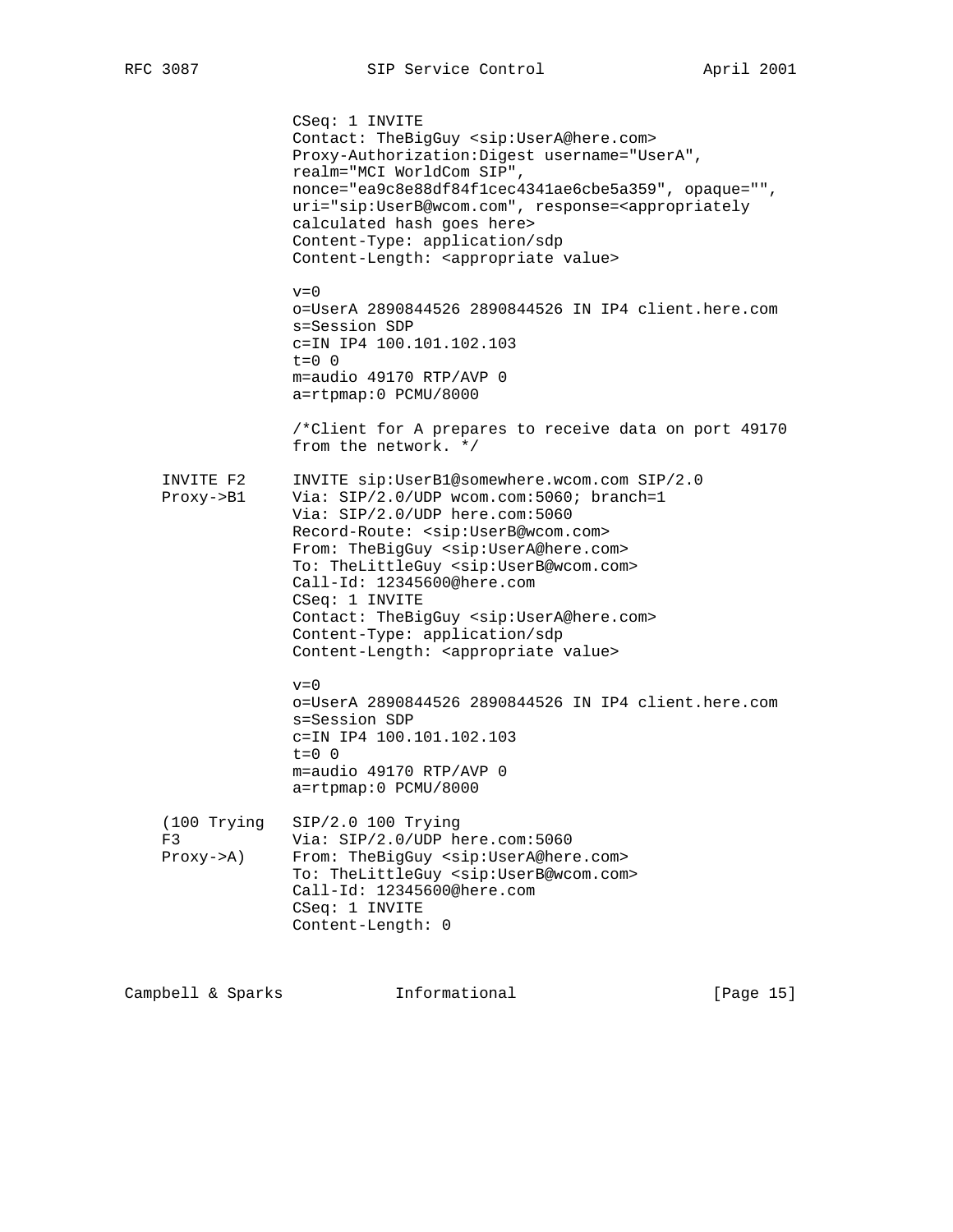```
               CSeq: 1 INVITE
               Contact: TheBigGuy <sip:UserA@here.com>
               Proxy-Authorization:Digest username="UserA",
               realm="MCI WorldCom SIP",
               nonce="ea9c8e88df84f1cec4341ae6cbe5a359", opaque="",
               uri="sip:UserB@wcom.com", response=<appropriately
               calculated hash goes here>
               Content-Type: application/sdp
               Content-Length: <appropriate value>

               v=0
               o=UserA 2890844526 2890844526 IN IP4 client.here.com
               s=Session SDP
               c=IN IP4 100.101.102.103
               t=0 0
               m=audio 49170 RTP/AVP 0
               a=rtpmap:0 PCMU/8000

               /*Client for A prepares to receive data on port 49170
               from the network. */

   INVITE F2   INVITE sip:UserB1@somewhere.wcom.com SIP/2.0
   Proxy->B1   Via: SIP/2.0/UDP wcom.com:5060; branch=1
               Via: SIP/2.0/UDP here.com:5060
               Record-Route: <sip:UserB@wcom.com>
               From: TheBigGuy <sip:UserA@here.com>
               To: TheLittleGuy <sip:UserB@wcom.com>
               Call-Id: 12345600@here.com
               CSeq: 1 INVITE
               Contact: TheBigGuy <sip:UserA@here.com>
               Content-Type: application/sdp
               Content-Length: <appropriate value>

               v=0
               o=UserA 2890844526 2890844526 IN IP4 client.here.com
               s=Session SDP
               c=IN IP4 100.101.102.103
               t=0 0
               m=audio 49170 RTP/AVP 0
               a=rtpmap:0 PCMU/8000

   (100 Trying SIP/2.0 100 Trying
   F3          Via: SIP/2.0/UDP here.com:5060
   Proxy->A)   From: TheBigGuy <sip:UserA@here.com>
               To: TheLittleGuy <sip:UserB@wcom.com>
               Call-Id: 12345600@here.com
               CSeq: 1 INVITE
               Content-Length: 0
```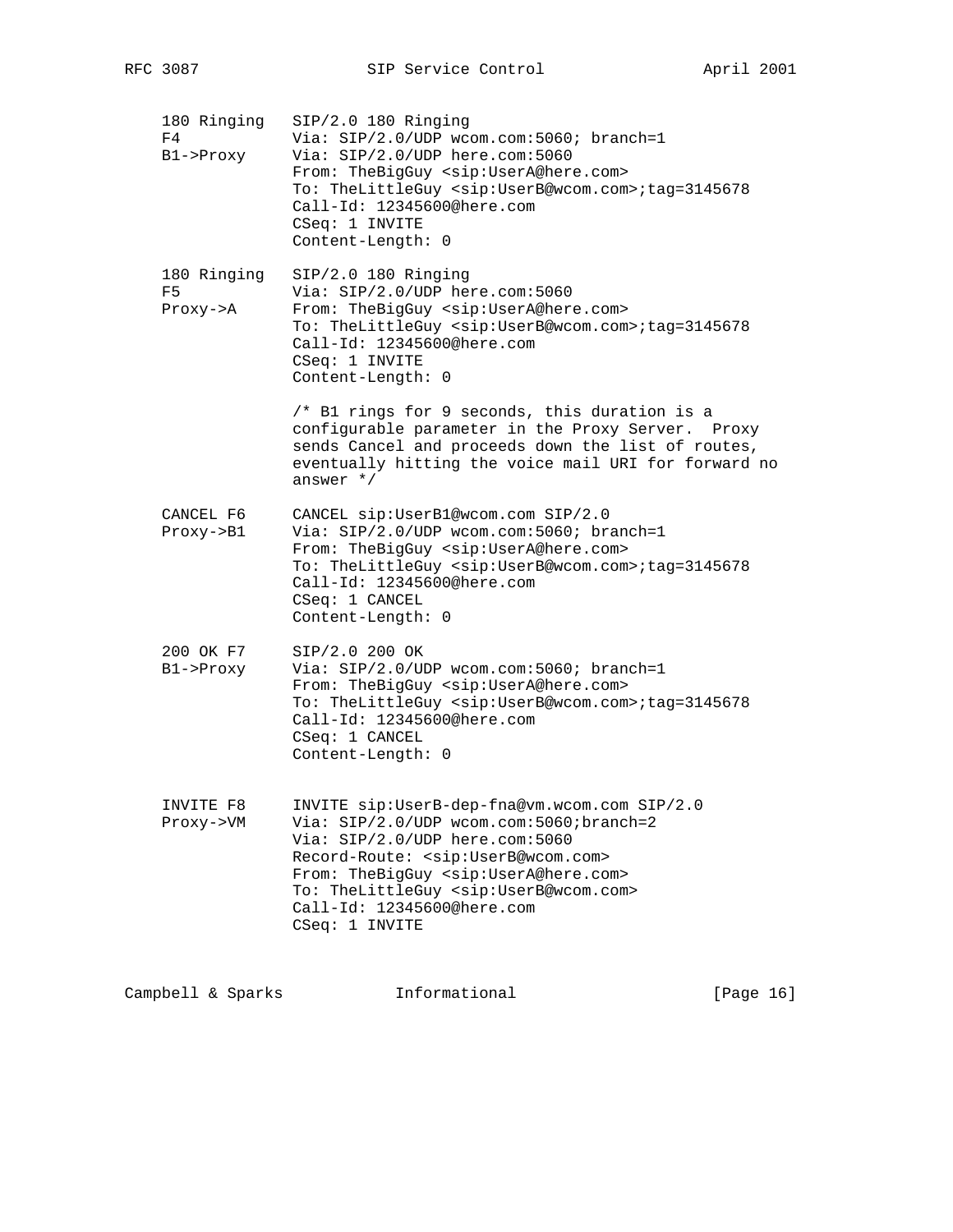```
   180 Ringing   SIP/2.0 180 Ringing
   F4            Via: SIP/2.0/UDP wcom.com:5060; branch=1
   B1->Proxy     Via: SIP/2.0/UDP here.com:5060
                 From: TheBigGuy <sip:UserA@here.com>
                 To: TheLittleGuy <sip:UserB@wcom.com>;tag=3145678
                 Call-Id: 12345600@here.com
                 CSeq: 1 INVITE
                 Content-Length: 0

   180 Ringing   SIP/2.0 180 Ringing
   F5            Via: SIP/2.0/UDP here.com:5060
   Proxy->A      From: TheBigGuy <sip:UserA@here.com>
                 To: TheLittleGuy <sip:UserB@wcom.com>;tag=3145678
                 Call-Id: 12345600@here.com
                 CSeq: 1 INVITE
                 Content-Length: 0

                 /* B1 rings for 9 seconds, this duration is a
                 configurable parameter in the Proxy Server.  Proxy
                 sends Cancel and proceeds down the list of routes,
                 eventually hitting the voice mail URI for forward no
                 answer */

   CANCEL F6     CANCEL sip:UserB1@wcom.com SIP/2.0
   Proxy->B1     Via: SIP/2.0/UDP wcom.com:5060; branch=1
                 From: TheBigGuy <sip:UserA@here.com>
                 To: TheLittleGuy <sip:UserB@wcom.com>;tag=3145678
                 Call-Id: 12345600@here.com
                 CSeq: 1 CANCEL
                 Content-Length: 0

   200 OK F7     SIP/2.0 200 OK
   B1->Proxy     Via: SIP/2.0/UDP wcom.com:5060; branch=1
                 From: TheBigGuy <sip:UserA@here.com>
                 To: TheLittleGuy <sip:UserB@wcom.com>;tag=3145678
                 Call-Id: 12345600@here.com
                 CSeq: 1 CANCEL
                 Content-Length: 0


   INVITE F8     INVITE sip:UserB-dep-fna@vm.wcom.com SIP/2.0
   Proxy->VM     Via: SIP/2.0/UDP wcom.com:5060;branch=2
                 Via: SIP/2.0/UDP here.com:5060
                 Record-Route: <sip:UserB@wcom.com>
                 From: TheBigGuy <sip:UserA@here.com>
                 To: TheLittleGuy <sip:UserB@wcom.com>
                 Call-Id: 12345600@here.com
                 CSeq: 1 INVITE
```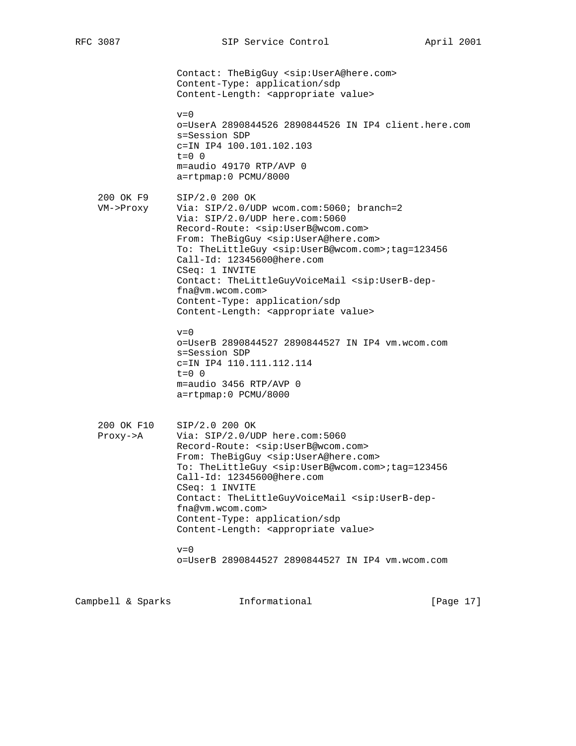```
                Contact: TheBigGuy <sip:UserA@here.com>
                Content-Type: application/sdp
                Content-Length: <appropriate value>

                v=0
                o=UserA 2890844526 2890844526 IN IP4 client.here.com
                s=Session SDP
                c=IN IP4 100.101.102.103
                t=0 0
                m=audio 49170 RTP/AVP 0
                a=rtpmap:0 PCMU/8000

   200 OK F9    SIP/2.0 200 OK
   VM->Proxy    Via: SIP/2.0/UDP wcom.com:5060; branch=2
                Via: SIP/2.0/UDP here.com:5060
                Record-Route: <sip:UserB@wcom.com>
                From: TheBigGuy <sip:UserA@here.com>
                To: TheLittleGuy <sip:UserB@wcom.com>;tag=123456
                Call-Id: 12345600@here.com
                CSeq: 1 INVITE
                Contact: TheLittleGuyVoiceMail <sip:UserB-dep-
                fna@vm.wcom.com>
                Content-Type: application/sdp
                Content-Length: <appropriate value>

                v=0
                o=UserB 2890844527 2890844527 IN IP4 vm.wcom.com
                s=Session SDP
                c=IN IP4 110.111.112.114
                t=0 0
                m=audio 3456 RTP/AVP 0
                a=rtpmap:0 PCMU/8000


   200 OK F10   SIP/2.0 200 OK
   Proxy->A     Via: SIP/2.0/UDP here.com:5060
                Record-Route: <sip:UserB@wcom.com>
                From: TheBigGuy <sip:UserA@here.com>
                To: TheLittleGuy <sip:UserB@wcom.com>;tag=123456
                Call-Id: 12345600@here.com
                CSeq: 1 INVITE
                Contact: TheLittleGuyVoiceMail <sip:UserB-dep-
                fna@vm.wcom.com>
                Content-Type: application/sdp
                Content-Length: <appropriate value>

                v=0
                o=UserB 2890844527 2890844527 IN IP4 vm.wcom.com
```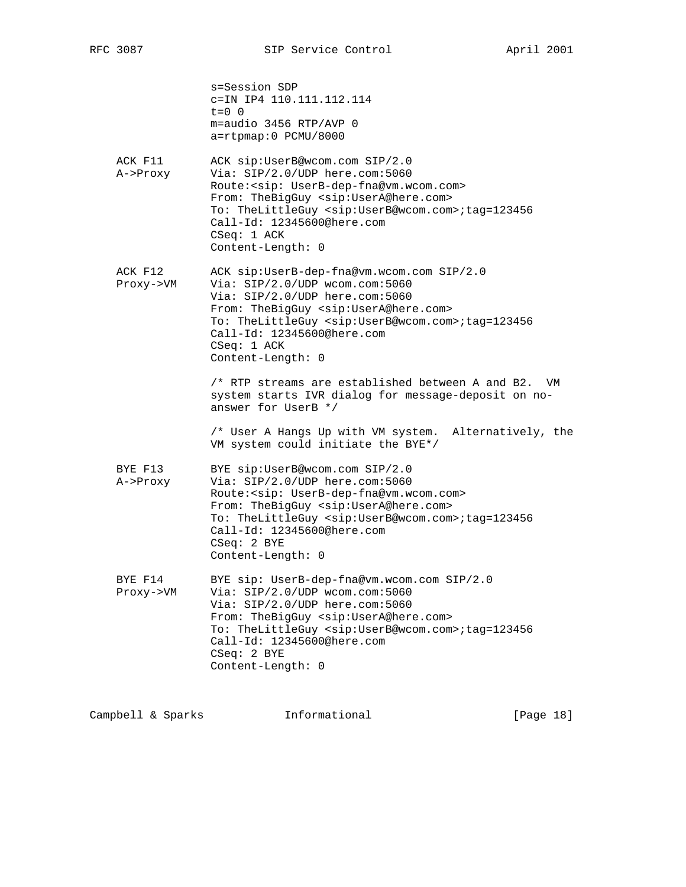```
              s=Session SDP
              c=IN IP4 110.111.112.114
              t=0 0
              m=audio 3456 RTP/AVP 0
              a=rtpmap:0 PCMU/8000

   ACK F11    ACK sip:UserB@wcom.com SIP/2.0
   A->Proxy   Via: SIP/2.0/UDP here.com:5060
              Route:<sip: UserB-dep-fna@vm.wcom.com>
              From: TheBigGuy <sip:UserA@here.com>
              To: TheLittleGuy <sip:UserB@wcom.com>;tag=123456
              Call-Id: 12345600@here.com
              CSeq: 1 ACK
              Content-Length: 0

   ACK F12    ACK sip:UserB-dep-fna@vm.wcom.com SIP/2.0
   Proxy->VM  Via: SIP/2.0/UDP wcom.com:5060
              Via: SIP/2.0/UDP here.com:5060
              From: TheBigGuy <sip:UserA@here.com>
              To: TheLittleGuy <sip:UserB@wcom.com>;tag=123456
              Call-Id: 12345600@here.com
              CSeq: 1 ACK
              Content-Length: 0

              /* RTP streams are established between A and B2.  VM
              system starts IVR dialog for message-deposit on no-
              answer for UserB */

              /* User A Hangs Up with VM system.  Alternatively, the
              VM system could initiate the BYE*/

   BYE F13    BYE sip:UserB@wcom.com SIP/2.0
   A->Proxy   Via: SIP/2.0/UDP here.com:5060
              Route:<sip: UserB-dep-fna@vm.wcom.com>
              From: TheBigGuy <sip:UserA@here.com>
              To: TheLittleGuy <sip:UserB@wcom.com>;tag=123456
              Call-Id: 12345600@here.com
              CSeq: 2 BYE
              Content-Length: 0

   BYE F14    BYE sip: UserB-dep-fna@vm.wcom.com SIP/2.0
   Proxy->VM  Via: SIP/2.0/UDP wcom.com:5060
              Via: SIP/2.0/UDP here.com:5060
              From: TheBigGuy <sip:UserA@here.com>
              To: TheLittleGuy <sip:UserB@wcom.com>;tag=123456
              Call-Id: 12345600@here.com
              CSeq: 2 BYE
              Content-Length: 0
```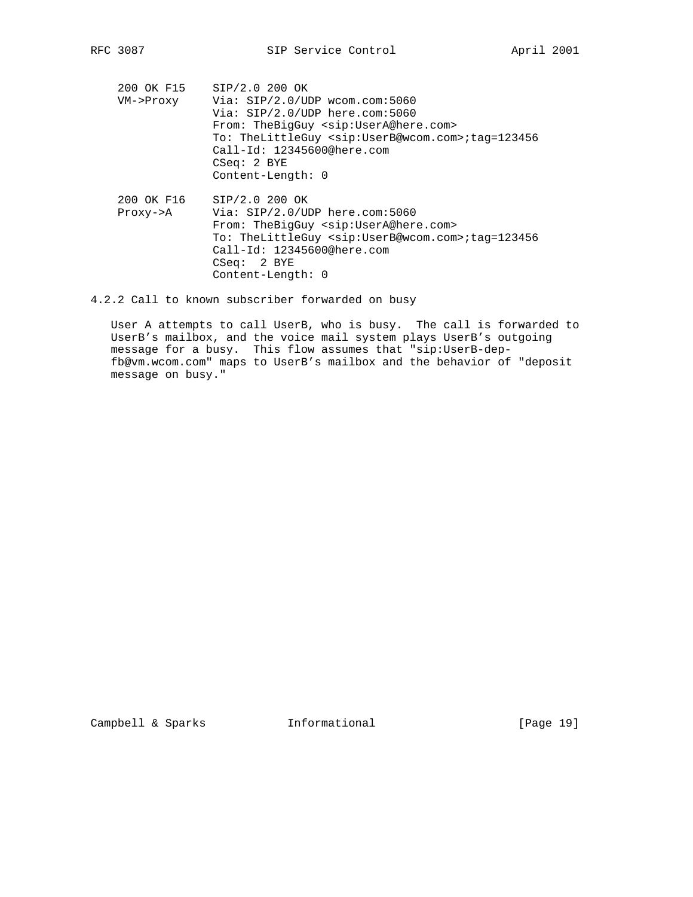```
   200 OK F15    SIP/2.0 200 OK
   VM->Proxy     Via: SIP/2.0/UDP wcom.com:5060
                 Via: SIP/2.0/UDP here.com:5060
                 From: TheBigGuy <sip:UserA@here.com>
                 To: TheLittleGuy <sip:UserB@wcom.com>;tag=123456
                 Call-Id: 12345600@here.com
                 CSeq: 2 BYE
                 Content-Length: 0

   200 OK F16    SIP/2.0 200 OK
   Proxy->A      Via: SIP/2.0/UDP here.com:5060
                 From: TheBigGuy <sip:UserA@here.com>
                 To: TheLittleGuy <sip:UserB@wcom.com>;tag=123456
                 Call-Id: 12345600@here.com
                 CSeq:  2 BYE
                 Content-Length: 0
```

### 4.2.2 Call to known subscriber forwarded on busy

User A attempts to call UserB, who is busy. The call is forwarded to UserB's mailbox, and the voice mail system plays UserB's outgoing message for a busy. This flow assumes that "sip:UserB-dep-fb@vm.wcom.com" maps to UserB's mailbox and the behavior of "deposit message on busy."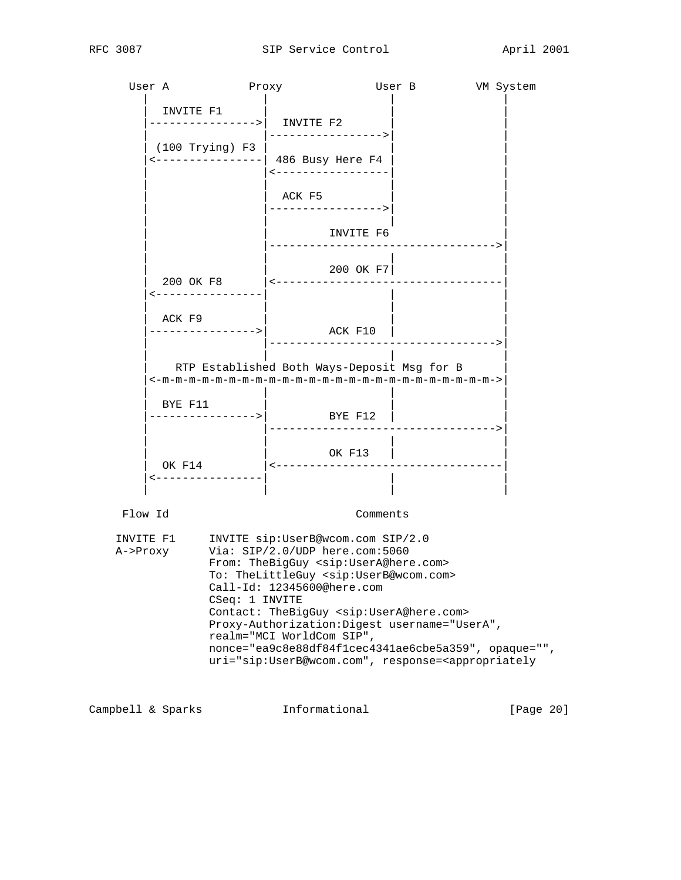```
   User A            Proxy              User B         VM System
      |                 |                  |               |
      |  INVITE F1      |                  |               |
      |---------------->|  INVITE F2       |               |
      |                 |----------------->|               |
      | (100 Trying) F3 |                  |               |
      |<----------------| 486 Busy Here F4 |               |
      |                 |<-----------------|               |
      |                 |                  |               |
      |                 |  ACK F5          |               |
      |                 |----------------->|               |
      |                 |                  |               |
      |                 |          INVITE F6               |
      |                 |--------------------------------->|
      |                 |                  |               |
      |                 |          200 OK F7|              |
      |  200 OK F8      |<---------------------------------|
      |<----------------|                  |               |
      |                 |                  |               |
      |  ACK F9         |                  |               |
      |---------------->|          ACK F10 |               |
      |                 |--------------------------------->|
      |                 |                  |               |
      |    RTP Established Both Ways-Deposit Msg for B     |
      |<-m-m-m-m-m-m-m-m-m-m-m-m-m-m-m-m-m-m-m-m-m-m-m-m-m->|
      |                 |                  |               |
      |  BYE F11        |                  |               |
      |---------------->|          BYE F12 |               |
      |                 |--------------------------------->|
      |                 |                  |               |
      |                 |          OK F13  |               |
      |  OK F14         |<---------------------------------|
      |<----------------|                  |               |
      |                 |                  |               |

    Flow Id                           Comments

   INVITE F1     INVITE sip:UserB@wcom.com SIP/2.0
   A->Proxy      Via: SIP/2.0/UDP here.com:5060
                 From: TheBigGuy <sip:UserA@here.com>
                 To: TheLittleGuy <sip:UserB@wcom.com>
                 Call-Id: 12345600@here.com
                 CSeq: 1 INVITE
                 Contact: TheBigGuy <sip:UserA@here.com>
                 Proxy-Authorization:Digest username="UserA",
                 realm="MCI WorldCom SIP",
                 nonce="ea9c8e88df84f1cec4341ae6cbe5a359", opaque="",
                 uri="sip:UserB@wcom.com", response=<appropriately
```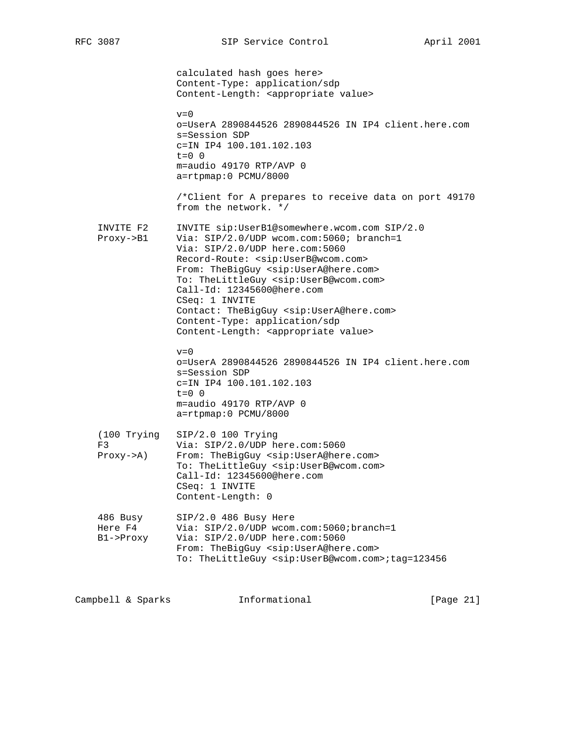```
                calculated hash goes here>
                Content-Type: application/sdp
                Content-Length: <appropriate value>

                v=0
                o=UserA 2890844526 2890844526 IN IP4 client.here.com
                s=Session SDP
                c=IN IP4 100.101.102.103
                t=0 0
                m=audio 49170 RTP/AVP 0
                a=rtpmap:0 PCMU/8000

                /*Client for A prepares to receive data on port 49170
                from the network. */

   INVITE F2    INVITE sip:UserB1@somewhere.wcom.com SIP/2.0
   Proxy->B1    Via: SIP/2.0/UDP wcom.com:5060; branch=1
                Via: SIP/2.0/UDP here.com:5060
                Record-Route: <sip:UserB@wcom.com>
                From: TheBigGuy <sip:UserA@here.com>
                To: TheLittleGuy <sip:UserB@wcom.com>
                Call-Id: 12345600@here.com
                CSeq: 1 INVITE
                Contact: TheBigGuy <sip:UserA@here.com>
                Content-Type: application/sdp
                Content-Length: <appropriate value>

                v=0
                o=UserA 2890844526 2890844526 IN IP4 client.here.com
                s=Session SDP
                c=IN IP4 100.101.102.103
                t=0 0
                m=audio 49170 RTP/AVP 0
                a=rtpmap:0 PCMU/8000

   (100 Trying  SIP/2.0 100 Trying
   F3           Via: SIP/2.0/UDP here.com:5060
   Proxy->A)    From: TheBigGuy <sip:UserA@here.com>
                To: TheLittleGuy <sip:UserB@wcom.com>
                Call-Id: 12345600@here.com
                CSeq: 1 INVITE
                Content-Length: 0

   486 Busy     SIP/2.0 486 Busy Here
   Here F4      Via: SIP/2.0/UDP wcom.com:5060;branch=1
   B1->Proxy    Via: SIP/2.0/UDP here.com:5060
                From: TheBigGuy <sip:UserA@here.com>
                To: TheLittleGuy <sip:UserB@wcom.com>;tag=123456
```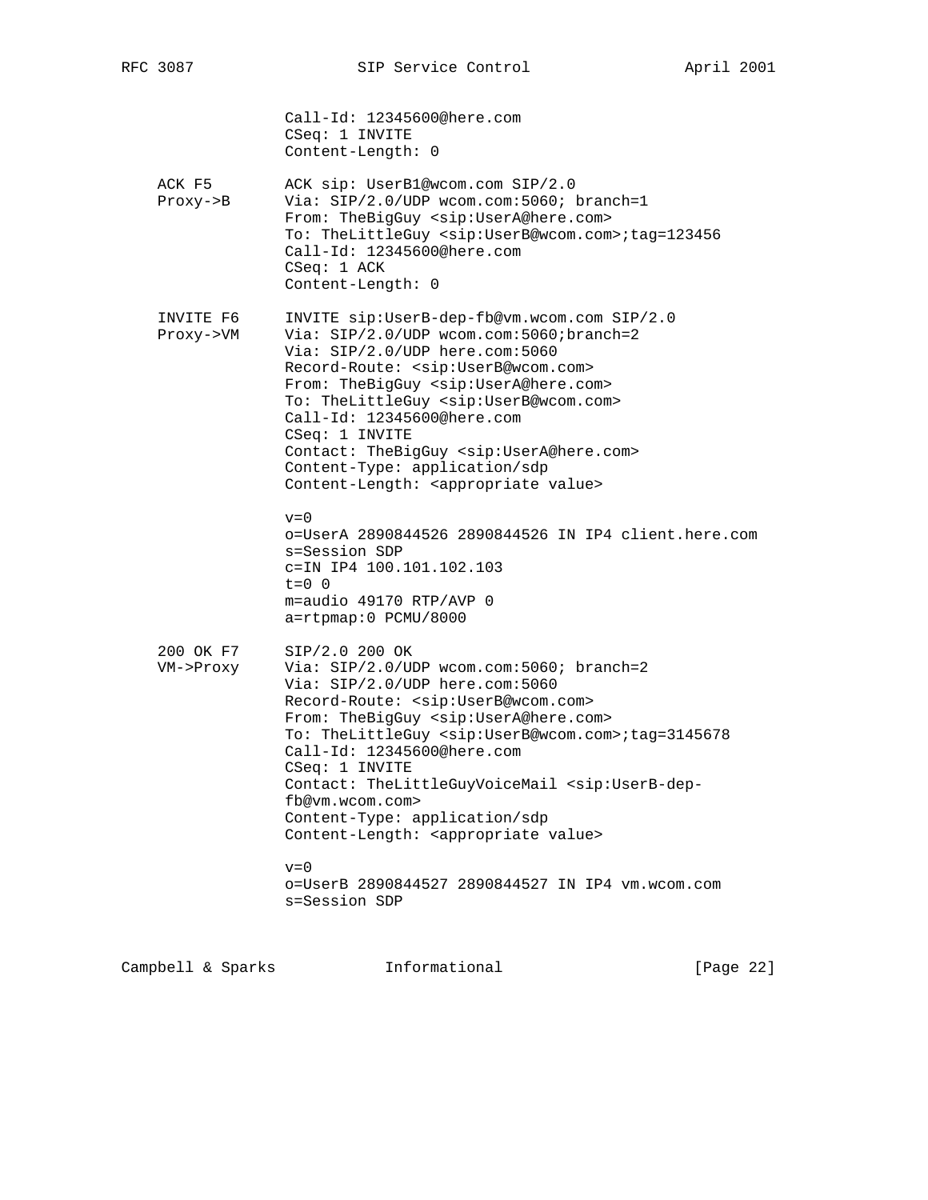```
               Call-Id: 12345600@here.com
               CSeq: 1 INVITE
               Content-Length: 0

   ACK F5      ACK sip: UserB1@wcom.com SIP/2.0
   Proxy->B    Via: SIP/2.0/UDP wcom.com:5060; branch=1
               From: TheBigGuy <sip:UserA@here.com>
               To: TheLittleGuy <sip:UserB@wcom.com>;tag=123456
               Call-Id: 12345600@here.com
               CSeq: 1 ACK
               Content-Length: 0

   INVITE F6   INVITE sip:UserB-dep-fb@vm.wcom.com SIP/2.0
   Proxy->VM   Via: SIP/2.0/UDP wcom.com:5060;branch=2
               Via: SIP/2.0/UDP here.com:5060
               Record-Route: <sip:UserB@wcom.com>
               From: TheBigGuy <sip:UserA@here.com>
               To: TheLittleGuy <sip:UserB@wcom.com>
               Call-Id: 12345600@here.com
               CSeq: 1 INVITE
               Contact: TheBigGuy <sip:UserA@here.com>
               Content-Type: application/sdp
               Content-Length: <appropriate value>

               v=0
               o=UserA 2890844526 2890844526 IN IP4 client.here.com
               s=Session SDP
               c=IN IP4 100.101.102.103
               t=0 0
               m=audio 49170 RTP/AVP 0
               a=rtpmap:0 PCMU/8000

   200 OK F7   SIP/2.0 200 OK
   VM->Proxy   Via: SIP/2.0/UDP wcom.com:5060; branch=2
               Via: SIP/2.0/UDP here.com:5060
               Record-Route: <sip:UserB@wcom.com>
               From: TheBigGuy <sip:UserA@here.com>
               To: TheLittleGuy <sip:UserB@wcom.com>;tag=3145678
               Call-Id: 12345600@here.com
               CSeq: 1 INVITE
               Contact: TheLittleGuyVoiceMail <sip:UserB-dep-
               fb@vm.wcom.com>
               Content-Type: application/sdp
               Content-Length: <appropriate value>

               v=0
               o=UserB 2890844527 2890844527 IN IP4 vm.wcom.com
               s=Session SDP
```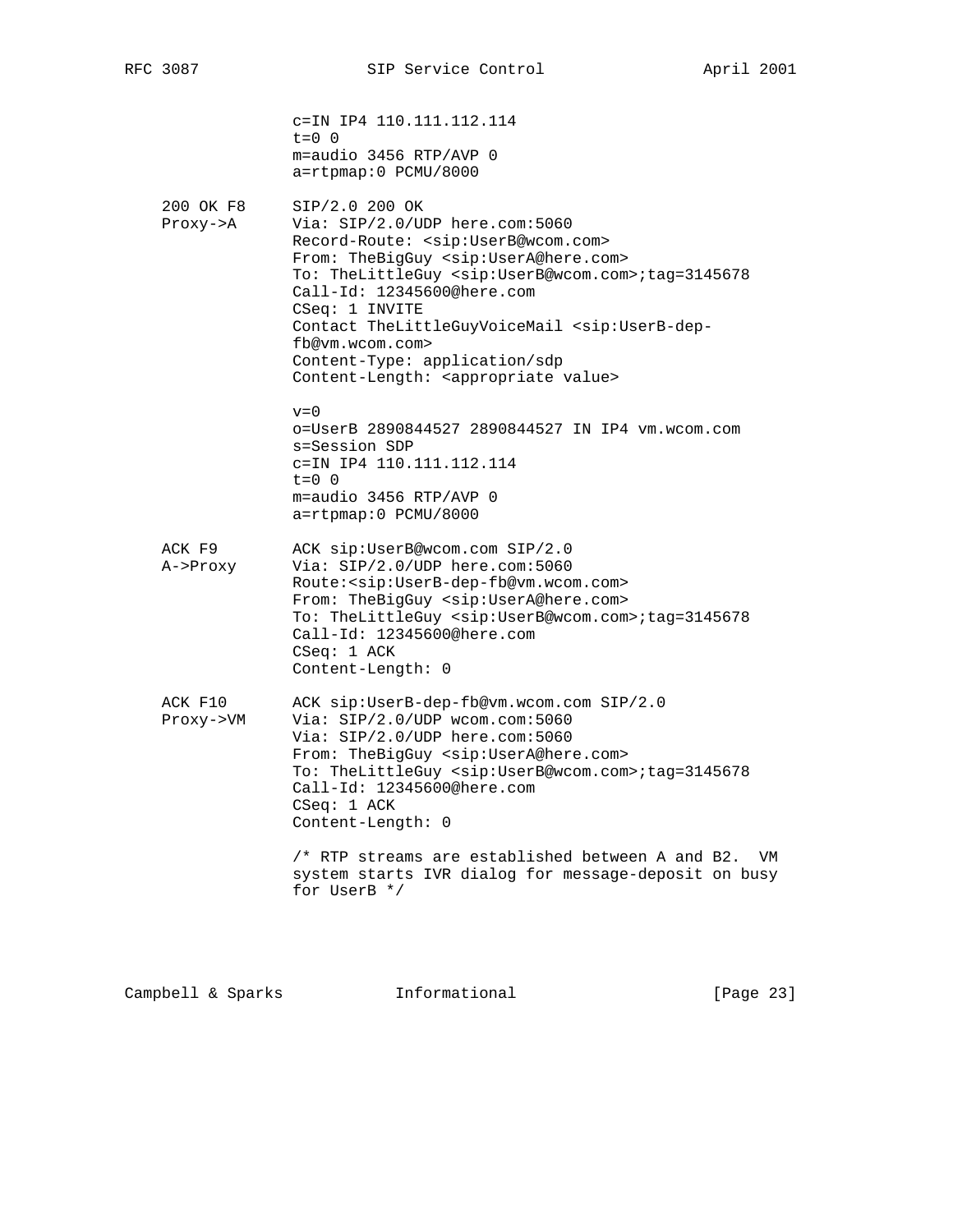```
              c=IN IP4 110.111.112.114
              t=0 0
              m=audio 3456 RTP/AVP 0
              a=rtpmap:0 PCMU/8000

   200 OK F8   SIP/2.0 200 OK
   Proxy->A    Via: SIP/2.0/UDP here.com:5060
               Record-Route: <sip:UserB@wcom.com>
               From: TheBigGuy <sip:UserA@here.com>
               To: TheLittleGuy <sip:UserB@wcom.com>;tag=3145678
               Call-Id: 12345600@here.com
               CSeq: 1 INVITE
               Contact TheLittleGuyVoiceMail <sip:UserB-dep-
               fb@vm.wcom.com>
               Content-Type: application/sdp
               Content-Length: <appropriate value>

               v=0
               o=UserB 2890844527 2890844527 IN IP4 vm.wcom.com
               s=Session SDP
               c=IN IP4 110.111.112.114
               t=0 0
               m=audio 3456 RTP/AVP 0
               a=rtpmap:0 PCMU/8000

   ACK F9      ACK sip:UserB@wcom.com SIP/2.0
   A->Proxy    Via: SIP/2.0/UDP here.com:5060
               Route:<sip:UserB-dep-fb@vm.wcom.com>
               From: TheBigGuy <sip:UserA@here.com>
               To: TheLittleGuy <sip:UserB@wcom.com>;tag=3145678
               Call-Id: 12345600@here.com
               CSeq: 1 ACK
               Content-Length: 0

   ACK F10     ACK sip:UserB-dep-fb@vm.wcom.com SIP/2.0
   Proxy->VM   Via: SIP/2.0/UDP wcom.com:5060
               Via: SIP/2.0/UDP here.com:5060
               From: TheBigGuy <sip:UserA@here.com>
               To: TheLittleGuy <sip:UserB@wcom.com>;tag=3145678
               Call-Id: 12345600@here.com
               CSeq: 1 ACK
               Content-Length: 0

               /* RTP streams are established between A and B2.  VM
               system starts IVR dialog for message-deposit on busy
               for UserB */
```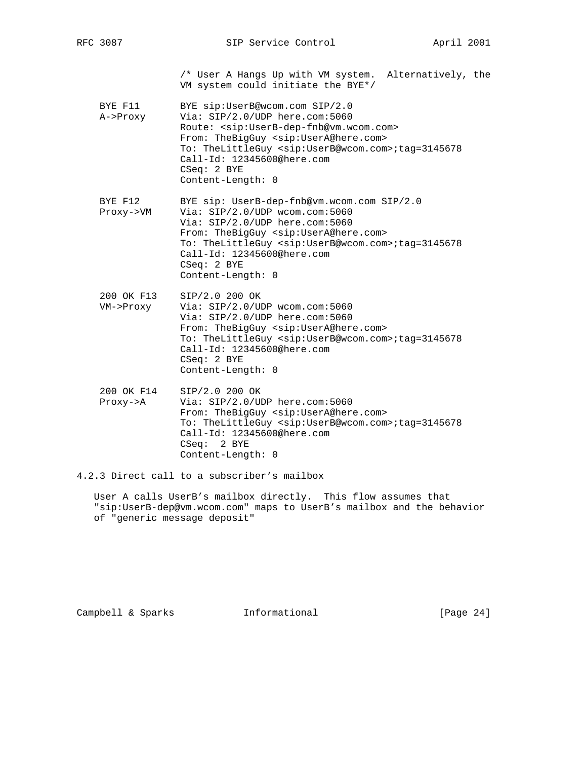```
               /* User A Hangs Up with VM system.  Alternatively, the
               VM system could initiate the BYE*/

   BYE F11     BYE sip:UserB@wcom.com SIP/2.0
   A->Proxy    Via: SIP/2.0/UDP here.com:5060
               Route: <sip:UserB-dep-fnb@vm.wcom.com>
               From: TheBigGuy <sip:UserA@here.com>
               To: TheLittleGuy <sip:UserB@wcom.com>;tag=3145678
               Call-Id: 12345600@here.com
               CSeq: 2 BYE
               Content-Length: 0

   BYE F12     BYE sip: UserB-dep-fnb@vm.wcom.com SIP/2.0
   Proxy->VM   Via: SIP/2.0/UDP wcom.com:5060
               Via: SIP/2.0/UDP here.com:5060
               From: TheBigGuy <sip:UserA@here.com>
               To: TheLittleGuy <sip:UserB@wcom.com>;tag=3145678
               Call-Id: 12345600@here.com
               CSeq: 2 BYE
               Content-Length: 0

   200 OK F13  SIP/2.0 200 OK
   VM->Proxy   Via: SIP/2.0/UDP wcom.com:5060
               Via: SIP/2.0/UDP here.com:5060
               From: TheBigGuy <sip:UserA@here.com>
               To: TheLittleGuy <sip:UserB@wcom.com>;tag=3145678
               Call-Id: 12345600@here.com
               CSeq: 2 BYE
               Content-Length: 0

   200 OK F14  SIP/2.0 200 OK
   Proxy->A    Via: SIP/2.0/UDP here.com:5060
               From: TheBigGuy <sip:UserA@here.com>
               To: TheLittleGuy <sip:UserB@wcom.com>;tag=3145678
               Call-Id: 12345600@here.com
               CSeq:  2 BYE
               Content-Length: 0
```

### 4.2.3 Direct call to a subscriber’s mailbox

User A calls UserB’s mailbox directly. This flow assumes that "sip:UserB-dep@vm.wcom.com" maps to UserB’s mailbox and the behavior of "generic message deposit"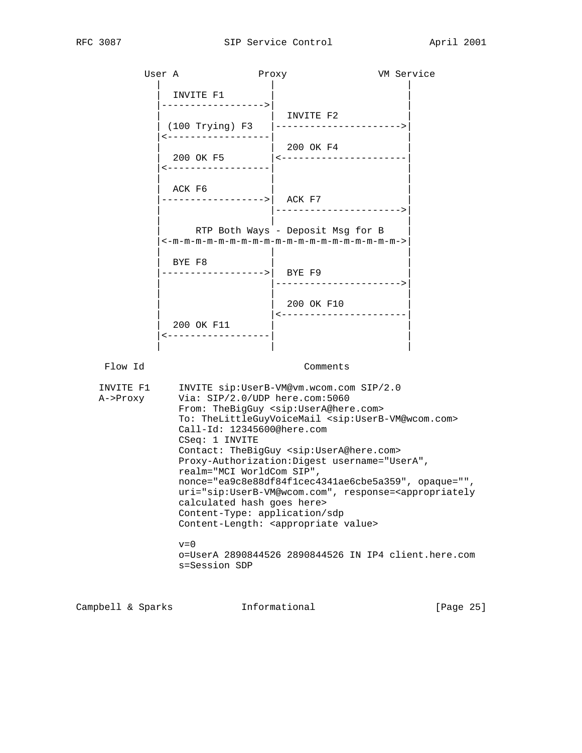```
   User A             Proxy              VM Service
     |                  |                     |
     |  INVITE F1       |                     |
     |----------------->|                     |
     |                  |  INVITE F2          |
     | (100 Trying) F3  |-------------------->|
     |<-----------------|                     |
     |                  |  200 OK F4          |
     |  200 OK F5       |<--------------------|
     |<-----------------|                     |
     |                  |                     |
     |  ACK F6          |                     |
     |----------------->|  ACK F7             |
     |                  |-------------------->|
     |                  |                     |
     |      RTP Both Ways - Deposit Msg for B |
     |<-m-m-m-m-m-m-m-m-m-m-m-m-m-m-m-m-m-m-m->|
     |                  |                     |
     |  BYE F8          |                     |
     |----------------->|  BYE F9             |
     |                  |-------------------->|
     |                  |                     |
     |                  |  200 OK F10         |
     |                  |<--------------------|
     |  200 OK F11      |                     |
     |<-----------------|                     |
     |                  |                     |
```

```
Flow Id                       Comments

INVITE F1     INVITE sip:UserB-VM@vm.wcom.com SIP/2.0
A->Proxy      Via: SIP/2.0/UDP here.com:5060
              From: TheBigGuy <sip:UserA@here.com>
              To: TheLittleGuyVoiceMail <sip:UserB-VM@wcom.com>
              Call-Id: 12345600@here.com
              CSeq: 1 INVITE
              Contact: TheBigGuy <sip:UserA@here.com>
              Proxy-Authorization:Digest username="UserA",
              realm="MCI WorldCom SIP",
              nonce="ea9c8e88df84f1cec4341ae6cbe5a359", opaque="",
              uri="sip:UserB-VM@wcom.com", response=<appropriately
              calculated hash goes here>
              Content-Type: application/sdp
              Content-Length: <appropriate value>

              v=0
              o=UserA 2890844526 2890844526 IN IP4 client.here.com
              s=Session SDP
```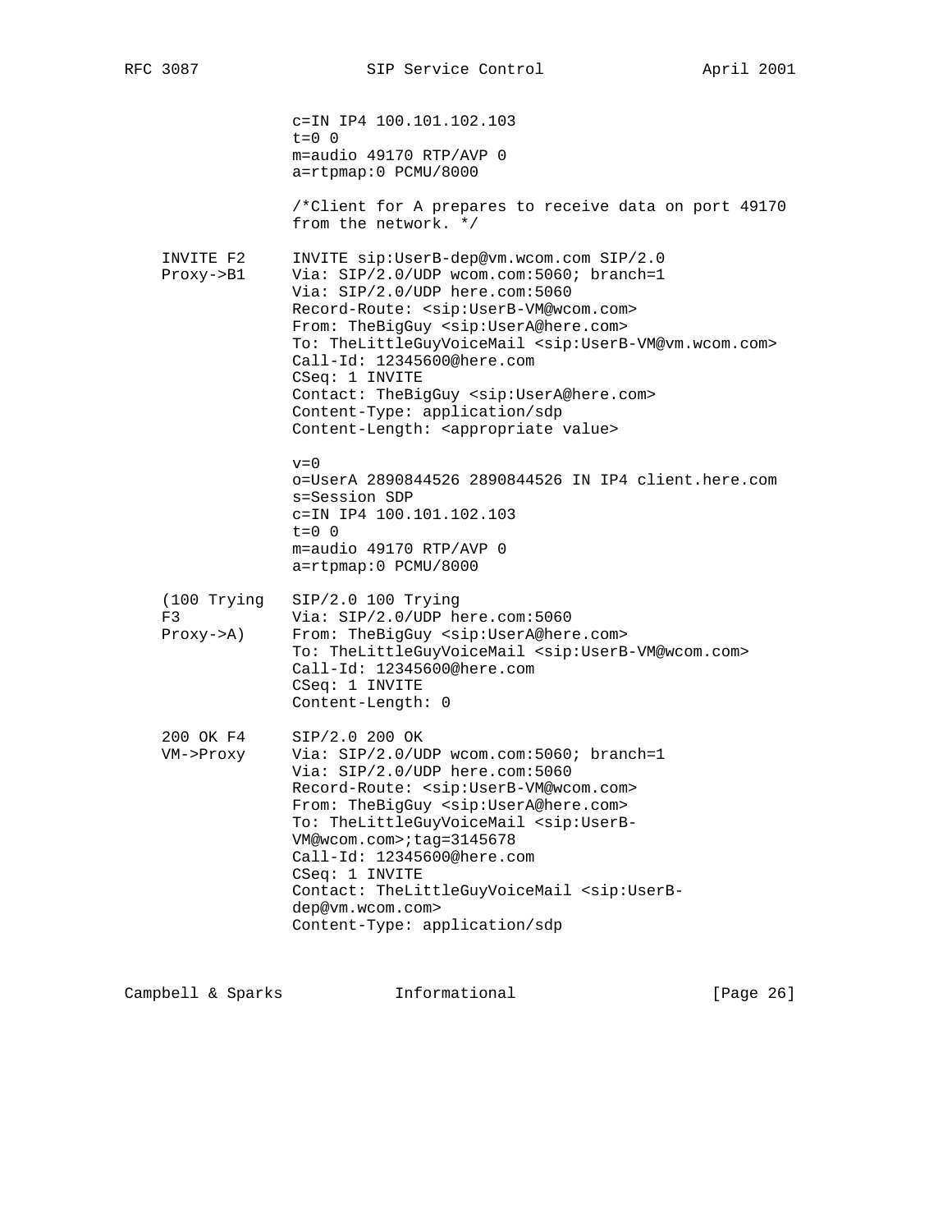```
               c=IN IP4 100.101.102.103
               t=0 0
               m=audio 49170 RTP/AVP 0
               a=rtpmap:0 PCMU/8000

               /*Client for A prepares to receive data on port 49170
               from the network. */

   INVITE F2   INVITE sip:UserB-dep@vm.wcom.com SIP/2.0
   Proxy->B1   Via: SIP/2.0/UDP wcom.com:5060; branch=1
               Via: SIP/2.0/UDP here.com:5060
               Record-Route: <sip:UserB-VM@wcom.com>
               From: TheBigGuy <sip:UserA@here.com>
               To: TheLittleGuyVoiceMail <sip:UserB-VM@vm.wcom.com>
               Call-Id: 12345600@here.com
               CSeq: 1 INVITE
               Contact: TheBigGuy <sip:UserA@here.com>
               Content-Type: application/sdp
               Content-Length: <appropriate value>

               v=0
               o=UserA 2890844526 2890844526 IN IP4 client.here.com
               s=Session SDP
               c=IN IP4 100.101.102.103
               t=0 0
               m=audio 49170 RTP/AVP 0
               a=rtpmap:0 PCMU/8000

   (100 Trying SIP/2.0 100 Trying
   F3          Via: SIP/2.0/UDP here.com:5060
   Proxy->A)   From: TheBigGuy <sip:UserA@here.com>
               To: TheLittleGuyVoiceMail <sip:UserB-VM@wcom.com>
               Call-Id: 12345600@here.com
               CSeq: 1 INVITE
               Content-Length: 0

   200 OK F4   SIP/2.0 200 OK
   VM->Proxy   Via: SIP/2.0/UDP wcom.com:5060; branch=1
               Via: SIP/2.0/UDP here.com:5060
               Record-Route: <sip:UserB-VM@wcom.com>
               From: TheBigGuy <sip:UserA@here.com>
               To: TheLittleGuyVoiceMail <sip:UserB-
               VM@wcom.com>;tag=3145678
               Call-Id: 12345600@here.com
               CSeq: 1 INVITE
               Contact: TheLittleGuyVoiceMail <sip:UserB-
               dep@vm.wcom.com>
               Content-Type: application/sdp
```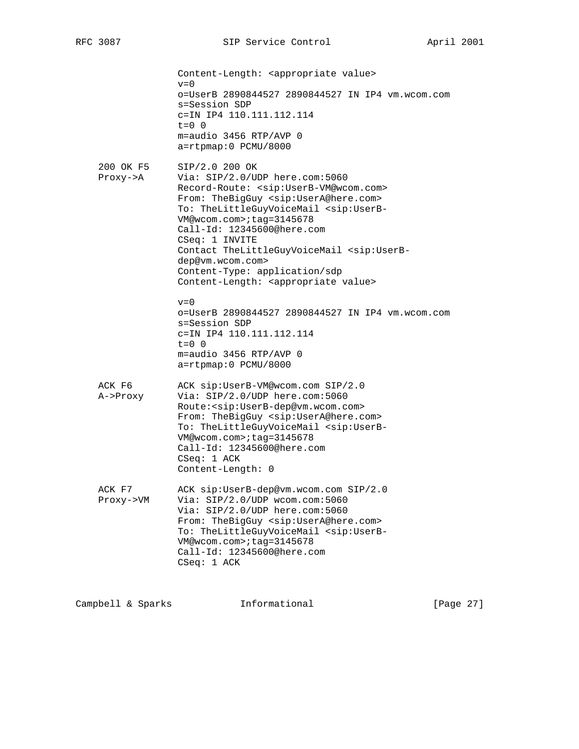```
                Content-Length: <appropriate value>
                v=0
                o=UserB 2890844527 2890844527 IN IP4 vm.wcom.com
                s=Session SDP
                c=IN IP4 110.111.112.114
                t=0 0
                m=audio 3456 RTP/AVP 0
                a=rtpmap:0 PCMU/8000

   200 OK F5    SIP/2.0 200 OK
   Proxy->A     Via: SIP/2.0/UDP here.com:5060
                Record-Route: <sip:UserB-VM@wcom.com>
                From: TheBigGuy <sip:UserA@here.com>
                To: TheLittleGuyVoiceMail <sip:UserB-
                VM@wcom.com>;tag=3145678
                Call-Id: 12345600@here.com
                CSeq: 1 INVITE
                Contact TheLittleGuyVoiceMail <sip:UserB-
                dep@vm.wcom.com>
                Content-Type: application/sdp
                Content-Length: <appropriate value>

                v=0
                o=UserB 2890844527 2890844527 IN IP4 vm.wcom.com
                s=Session SDP
                c=IN IP4 110.111.112.114
                t=0 0
                m=audio 3456 RTP/AVP 0
                a=rtpmap:0 PCMU/8000

   ACK F6       ACK sip:UserB-VM@wcom.com SIP/2.0
   A->Proxy     Via: SIP/2.0/UDP here.com:5060
                Route:<sip:UserB-dep@vm.wcom.com>
                From: TheBigGuy <sip:UserA@here.com>
                To: TheLittleGuyVoiceMail <sip:UserB-
                VM@wcom.com>;tag=3145678
                Call-Id: 12345600@here.com
                CSeq: 1 ACK
                Content-Length: 0

   ACK F7       ACK sip:UserB-dep@vm.wcom.com SIP/2.0
   Proxy->VM    Via: SIP/2.0/UDP wcom.com:5060
                Via: SIP/2.0/UDP here.com:5060
                From: TheBigGuy <sip:UserA@here.com>
                To: TheLittleGuyVoiceMail <sip:UserB-
                VM@wcom.com>;tag=3145678
                Call-Id: 12345600@here.com
                CSeq: 1 ACK
```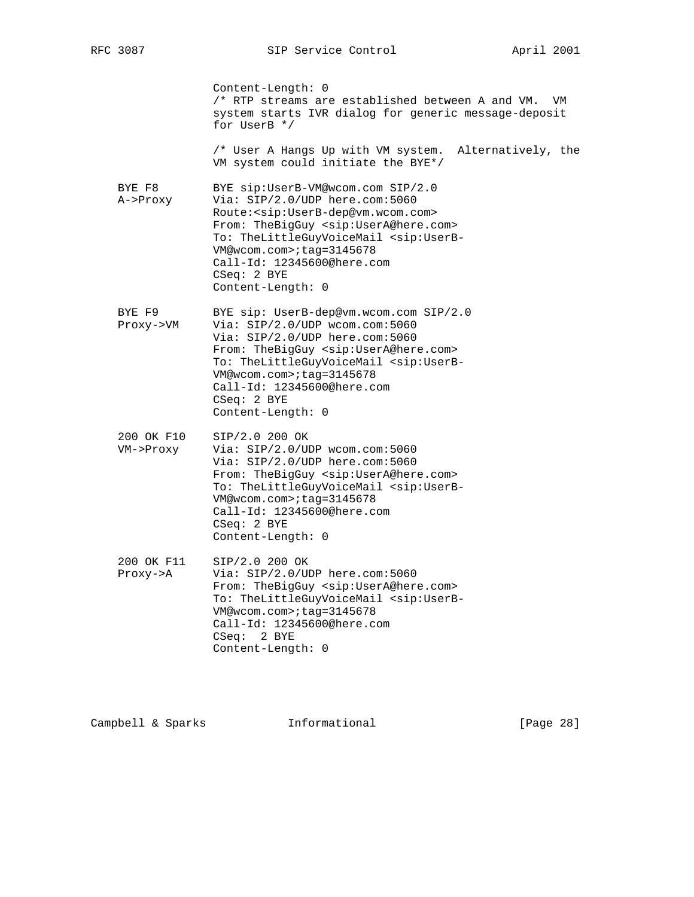```
                 Content-Length: 0
                 /* RTP streams are established between A and VM.  VM
                 system starts IVR dialog for generic message-deposit
                 for UserB */

                 /* User A Hangs Up with VM system.  Alternatively, the
                 VM system could initiate the BYE*/

   BYE F8        BYE sip:UserB-VM@wcom.com SIP/2.0
   A->Proxy      Via: SIP/2.0/UDP here.com:5060
                 Route:<sip:UserB-dep@vm.wcom.com>
                 From: TheBigGuy <sip:UserA@here.com>
                 To: TheLittleGuyVoiceMail <sip:UserB-
                 VM@wcom.com>;tag=3145678
                 Call-Id: 12345600@here.com
                 CSeq: 2 BYE
                 Content-Length: 0

   BYE F9        BYE sip: UserB-dep@vm.wcom.com SIP/2.0
   Proxy->VM     Via: SIP/2.0/UDP wcom.com:5060
                 Via: SIP/2.0/UDP here.com:5060
                 From: TheBigGuy <sip:UserA@here.com>
                 To: TheLittleGuyVoiceMail <sip:UserB-
                 VM@wcom.com>;tag=3145678
                 Call-Id: 12345600@here.com
                 CSeq: 2 BYE
                 Content-Length: 0

   200 OK F10    SIP/2.0 200 OK
   VM->Proxy     Via: SIP/2.0/UDP wcom.com:5060
                 Via: SIP/2.0/UDP here.com:5060
                 From: TheBigGuy <sip:UserA@here.com>
                 To: TheLittleGuyVoiceMail <sip:UserB-
                 VM@wcom.com>;tag=3145678
                 Call-Id: 12345600@here.com
                 CSeq: 2 BYE
                 Content-Length: 0

   200 OK F11    SIP/2.0 200 OK
   Proxy->A      Via: SIP/2.0/UDP here.com:5060
                 From: TheBigGuy <sip:UserA@here.com>
                 To: TheLittleGuyVoiceMail <sip:UserB-
                 VM@wcom.com>;tag=3145678
                 Call-Id: 12345600@here.com
                 CSeq:  2 BYE
                 Content-Length: 0
```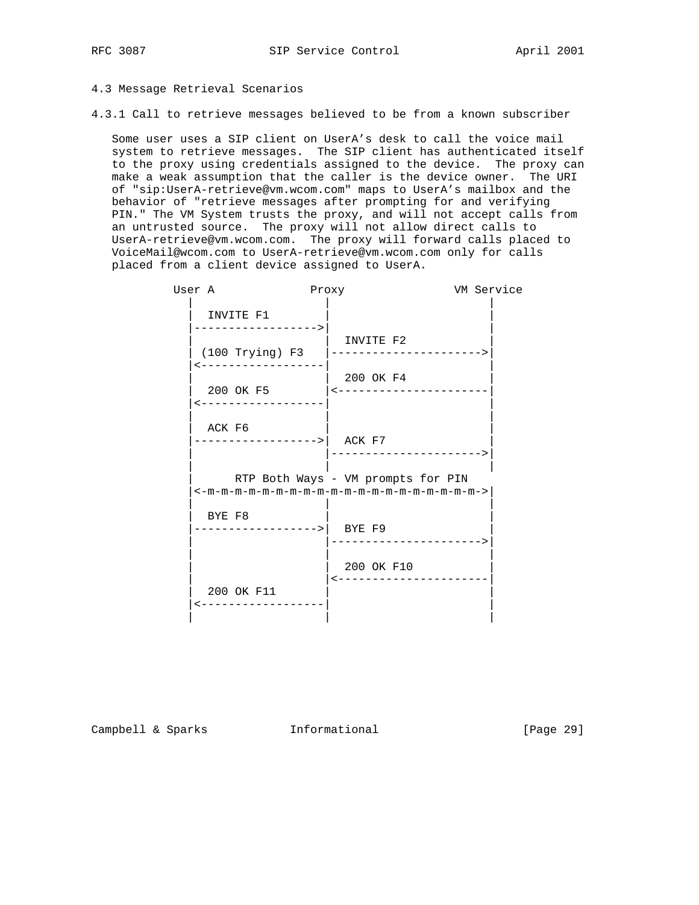### 4.3 Message Retrieval Scenarios

#### 4.3.1 Call to retrieve messages believed to be from a known subscriber

Some user uses a SIP client on UserA's desk to call the voice mail system to retrieve messages. The SIP client has authenticated itself to the proxy using credentials assigned to the device. The proxy can make a weak assumption that the caller is the device owner. The URI of "sip:UserA-retrieve@vm.wcom.com" maps to UserA's mailbox and the behavior of "retrieve messages after prompting for and verifying PIN." The VM System trusts the proxy, and will not accept calls from an untrusted source. The proxy will not allow direct calls to UserA-retrieve@vm.wcom.com. The proxy will forward calls placed to VoiceMail@wcom.com to UserA-retrieve@vm.wcom.com only for calls placed from a client device assigned to UserA.

```
     User A             Proxy               VM Service
       |                  |                      |
       |  INVITE F1       |                      |
       |----------------->|                      |
       |                  |  INVITE F2           |
       | (100 Trying) F3  |--------------------->|
       |<-----------------|                      |
       |                  |  200 OK F4           |
       |  200 OK F5       |<---------------------|
       |<-----------------|                      |
       |                  |                      |
       |  ACK F6          |                      |
       |----------------->|  ACK F7              |
       |                  |--------------------->|
       |                  |                      |
       |      RTP Both Ways - VM prompts for PIN |
       |<-m-m-m-m-m-m-m-m-m-m-m-m-m-m-m-m-m-m-m->|
       |                  |                      |
       |  BYE F8          |                      |
       |----------------->|  BYE F9              |
       |                  |--------------------->|
       |                  |                      |
       |                  |  200 OK F10          |
       |                  |<---------------------|
       |  200 OK F11      |                      |
       |<-----------------|                      |
       |                  |                      |
```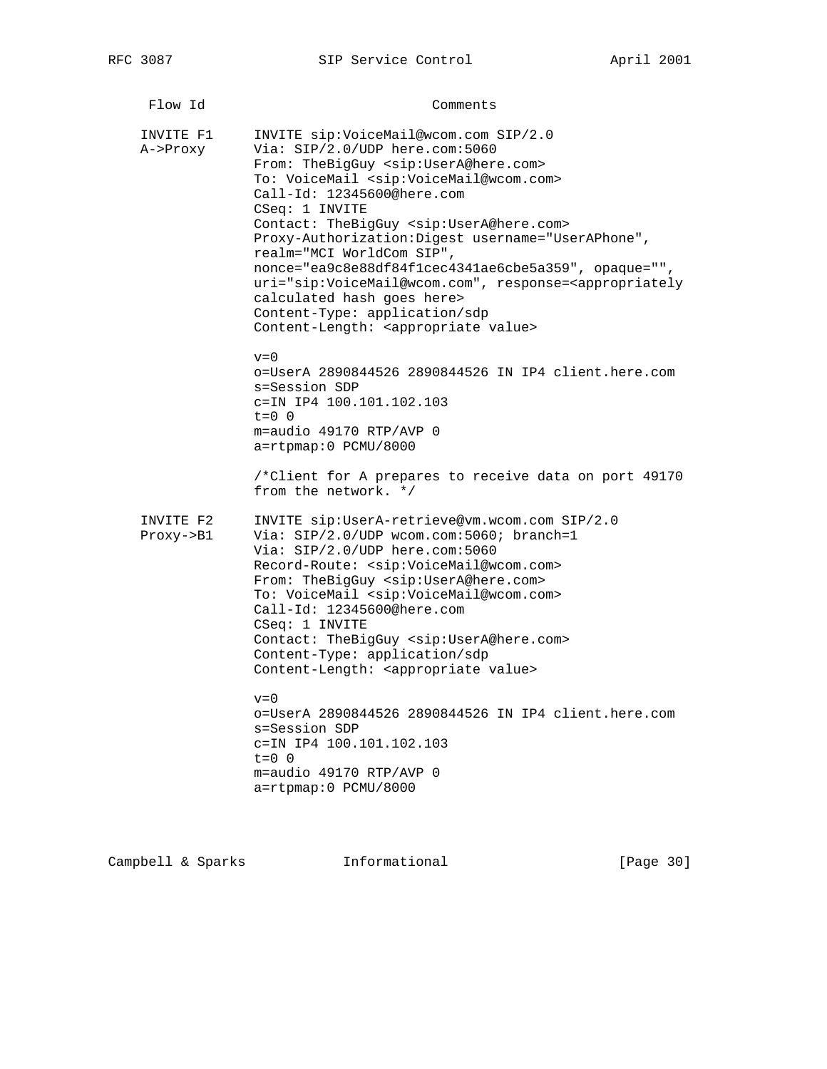```
   Flow Id                         Comments

  INVITE F1     INVITE sip:VoiceMail@wcom.com SIP/2.0
  A->Proxy      Via: SIP/2.0/UDP here.com:5060
                From: TheBigGuy <sip:UserA@here.com>
                To: VoiceMail <sip:VoiceMail@wcom.com>
                Call-Id: 12345600@here.com
                CSeq: 1 INVITE
                Contact: TheBigGuy <sip:UserA@here.com>
                Proxy-Authorization:Digest username="UserAPhone",
                realm="MCI WorldCom SIP",
                nonce="ea9c8e88df84f1cec4341ae6cbe5a359", opaque="",
                uri="sip:VoiceMail@wcom.com", response=<appropriately
                calculated hash goes here>
                Content-Type: application/sdp
                Content-Length: <appropriate value>

                v=0
                o=UserA 2890844526 2890844526 IN IP4 client.here.com
                s=Session SDP
                c=IN IP4 100.101.102.103
                t=0 0
                m=audio 49170 RTP/AVP 0
                a=rtpmap:0 PCMU/8000

                /*Client for A prepares to receive data on port 49170
                from the network. */

  INVITE F2     INVITE sip:UserA-retrieve@vm.wcom.com SIP/2.0
  Proxy->B1     Via: SIP/2.0/UDP wcom.com:5060; branch=1
                Via: SIP/2.0/UDP here.com:5060
                Record-Route: <sip:VoiceMail@wcom.com>
                From: TheBigGuy <sip:UserA@here.com>
                To: VoiceMail <sip:VoiceMail@wcom.com>
                Call-Id: 12345600@here.com
                CSeq: 1 INVITE
                Contact: TheBigGuy <sip:UserA@here.com>
                Content-Type: application/sdp
                Content-Length: <appropriate value>

                v=0
                o=UserA 2890844526 2890844526 IN IP4 client.here.com
                s=Session SDP
                c=IN IP4 100.101.102.103
                t=0 0
                m=audio 49170 RTP/AVP 0
                a=rtpmap:0 PCMU/8000
```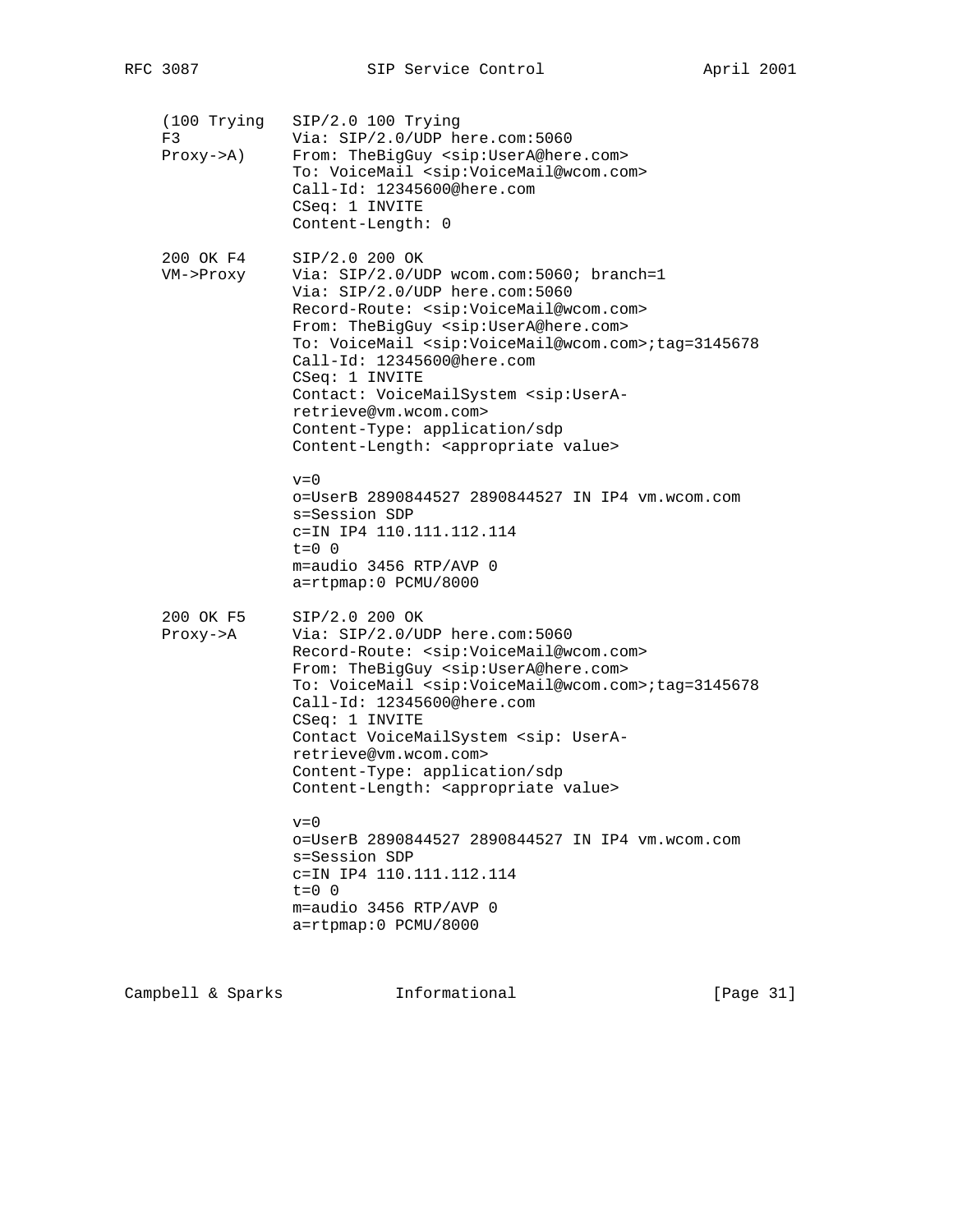```
(100 Trying   SIP/2.0 100 Trying
F3            Via: SIP/2.0/UDP here.com:5060
Proxy->A)     From: TheBigGuy <sip:UserA@here.com>
              To: VoiceMail <sip:VoiceMail@wcom.com>
              Call-Id: 12345600@here.com
              CSeq: 1 INVITE
              Content-Length: 0

200 OK F4     SIP/2.0 200 OK
VM->Proxy     Via: SIP/2.0/UDP wcom.com:5060; branch=1
              Via: SIP/2.0/UDP here.com:5060
              Record-Route: <sip:VoiceMail@wcom.com>
              From: TheBigGuy <sip:UserA@here.com>
              To: VoiceMail <sip:VoiceMail@wcom.com>;tag=3145678
              Call-Id: 12345600@here.com
              CSeq: 1 INVITE
              Contact: VoiceMailSystem <sip:UserA-
              retrieve@vm.wcom.com>
              Content-Type: application/sdp
              Content-Length: <appropriate value>

              v=0
              o=UserB 2890844527 2890844527 IN IP4 vm.wcom.com
              s=Session SDP
              c=IN IP4 110.111.112.114
              t=0 0
              m=audio 3456 RTP/AVP 0
              a=rtpmap:0 PCMU/8000

200 OK F5     SIP/2.0 200 OK
Proxy->A      Via: SIP/2.0/UDP here.com:5060
              Record-Route: <sip:VoiceMail@wcom.com>
              From: TheBigGuy <sip:UserA@here.com>
              To: VoiceMail <sip:VoiceMail@wcom.com>;tag=3145678
              Call-Id: 12345600@here.com
              CSeq: 1 INVITE
              Contact VoiceMailSystem <sip: UserA-
              retrieve@vm.wcom.com>
              Content-Type: application/sdp
              Content-Length: <appropriate value>

              v=0
              o=UserB 2890844527 2890844527 IN IP4 vm.wcom.com
              s=Session SDP
              c=IN IP4 110.111.112.114
              t=0 0
              m=audio 3456 RTP/AVP 0
              a=rtpmap:0 PCMU/8000
```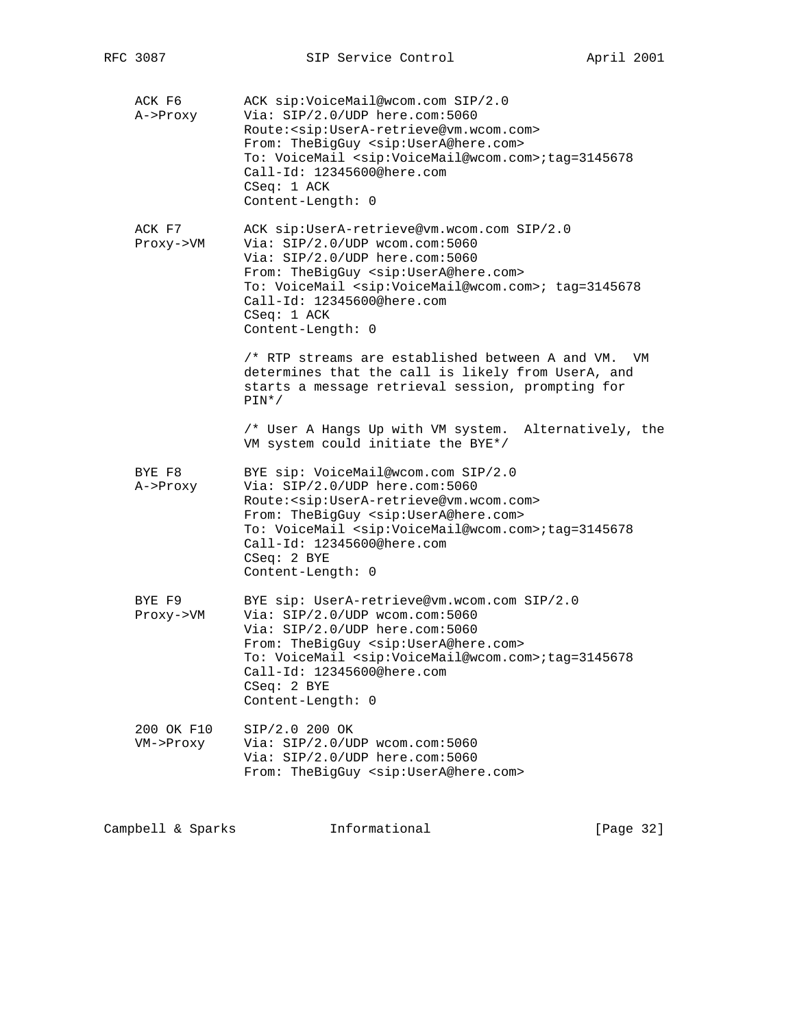```
   ACK F6         ACK sip:VoiceMail@wcom.com SIP/2.0
   A->Proxy       Via: SIP/2.0/UDP here.com:5060
                  Route:<sip:UserA-retrieve@vm.wcom.com>
                  From: TheBigGuy <sip:UserA@here.com>
                  To: VoiceMail <sip:VoiceMail@wcom.com>;tag=3145678
                  Call-Id: 12345600@here.com
                  CSeq: 1 ACK
                  Content-Length: 0

   ACK F7         ACK sip:UserA-retrieve@vm.wcom.com SIP/2.0
   Proxy->VM      Via: SIP/2.0/UDP wcom.com:5060
                  Via: SIP/2.0/UDP here.com:5060
                  From: TheBigGuy <sip:UserA@here.com>
                  To: VoiceMail <sip:VoiceMail@wcom.com>; tag=3145678
                  Call-Id: 12345600@here.com
                  CSeq: 1 ACK
                  Content-Length: 0

                  /* RTP streams are established between A and VM.  VM
                  determines that the call is likely from UserA, and
                  starts a message retrieval session, prompting for
                  PIN*/

                  /* User A Hangs Up with VM system.  Alternatively, the
                  VM system could initiate the BYE*/

   BYE F8         BYE sip: VoiceMail@wcom.com SIP/2.0
   A->Proxy       Via: SIP/2.0/UDP here.com:5060
                  Route:<sip:UserA-retrieve@vm.wcom.com>
                  From: TheBigGuy <sip:UserA@here.com>
                  To: VoiceMail <sip:VoiceMail@wcom.com>;tag=3145678
                  Call-Id: 12345600@here.com
                  CSeq: 2 BYE
                  Content-Length: 0

   BYE F9         BYE sip: UserA-retrieve@vm.wcom.com SIP/2.0
   Proxy->VM      Via: SIP/2.0/UDP wcom.com:5060
                  Via: SIP/2.0/UDP here.com:5060
                  From: TheBigGuy <sip:UserA@here.com>
                  To: VoiceMail <sip:VoiceMail@wcom.com>;tag=3145678
                  Call-Id: 12345600@here.com
                  CSeq: 2 BYE
                  Content-Length: 0

   200 OK F10     SIP/2.0 200 OK
   VM->Proxy      Via: SIP/2.0/UDP wcom.com:5060
                  Via: SIP/2.0/UDP here.com:5060
                  From: TheBigGuy <sip:UserA@here.com>
```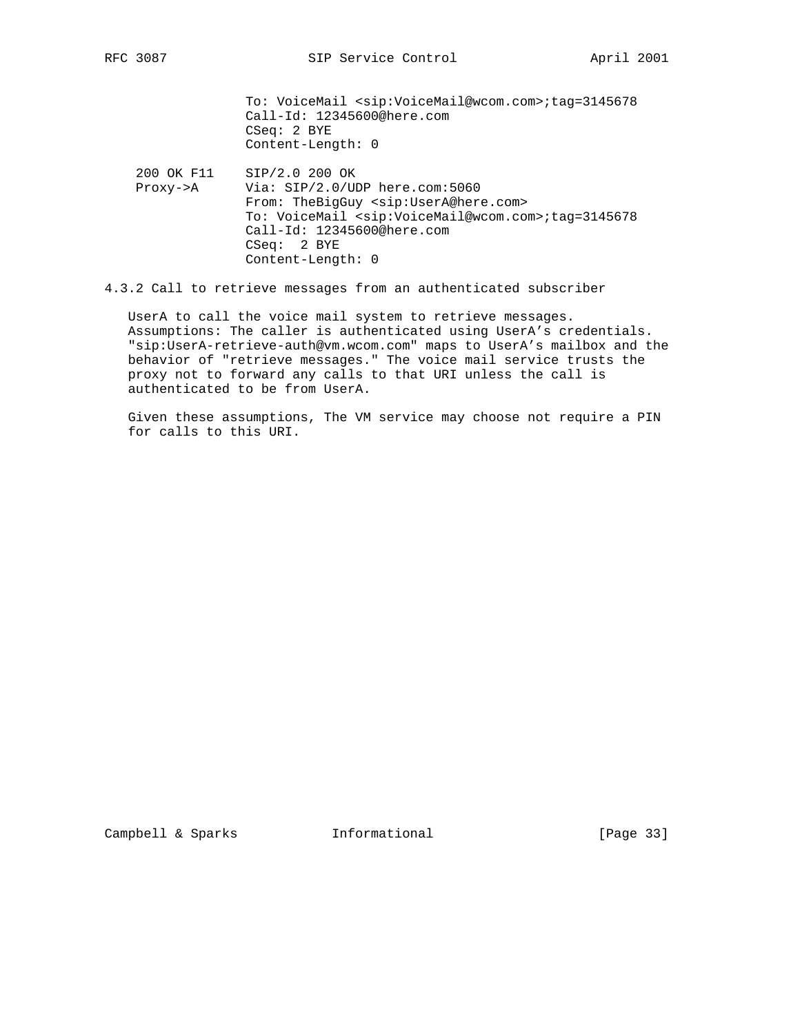```
               To: VoiceMail <sip:VoiceMail@wcom.com>;tag=3145678
               Call-Id: 12345600@here.com
               CSeq: 2 BYE
               Content-Length: 0

   200 OK F11    SIP/2.0 200 OK
   Proxy->A      Via: SIP/2.0/UDP here.com:5060
                 From: TheBigGuy <sip:UserA@here.com>
                 To: VoiceMail <sip:VoiceMail@wcom.com>;tag=3145678
                 Call-Id: 12345600@here.com
                 CSeq:  2 BYE
                 Content-Length: 0
```

### 4.3.2 Call to retrieve messages from an authenticated subscriber

UserA to call the voice mail system to retrieve messages. Assumptions: The caller is authenticated using UserA's credentials. "sip:UserA-retrieve-auth@vm.wcom.com" maps to UserA's mailbox and the behavior of "retrieve messages." The voice mail service trusts the proxy not to forward any calls to that URI unless the call is authenticated to be from UserA.

Given these assumptions, The VM service may choose not require a PIN for calls to this URI.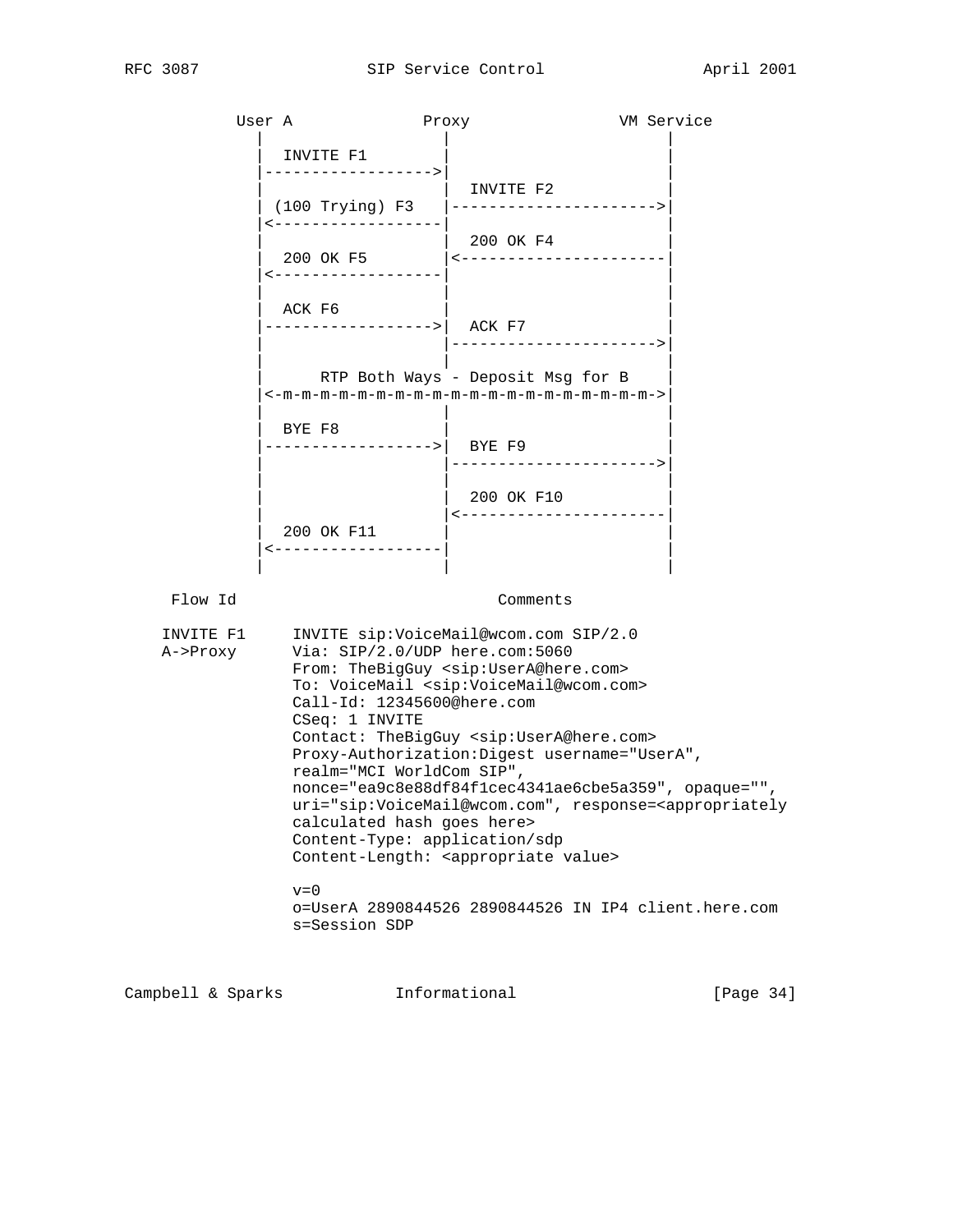```
          User A             Proxy              VM Service
            |                   |                     |
            |  INVITE F1        |                     |
            |------------------>|                     |
            |                   |  INVITE F2          |
            | (100 Trying) F3   |-------------------->|
            |<------------------|                     |
            |                   |  200 OK F4          |
            |  200 OK F5        |<--------------------|
            |<------------------|                     |
            |                   |                     |
            |  ACK F6           |                     |
            |------------------>|  ACK F7             |
            |                   |-------------------->|
            |                   |                     |
            |      RTP Both Ways - Deposit Msg for B  |
            |<-m-m-m-m-m-m-m-m-m-m-m-m-m-m-m-m-m-m-m->|
            |                   |                     |
            |  BYE F8           |                     |
            |------------------>|  BYE F9             |
            |                   |-------------------->|
            |                   |                     |
            |                   |  200 OK F10         |
            |                   |<--------------------|
            |  200 OK F11       |                     |
            |<------------------|                     |
            |                   |                     |

   Flow Id                          Comments

   INVITE F1     INVITE sip:VoiceMail@wcom.com SIP/2.0
   A->Proxy      Via: SIP/2.0/UDP here.com:5060
                 From: TheBigGuy <sip:UserA@here.com>
                 To: VoiceMail <sip:VoiceMail@wcom.com>
                 Call-Id: 12345600@here.com
                 CSeq: 1 INVITE
                 Contact: TheBigGuy <sip:UserA@here.com>
                 Proxy-Authorization:Digest username="UserA",
                 realm="MCI WorldCom SIP",
                 nonce="ea9c8e88df84f1cec4341ae6cbe5a359", opaque="",
                 uri="sip:VoiceMail@wcom.com", response=<appropriately
                 calculated hash goes here>
                 Content-Type: application/sdp
                 Content-Length: <appropriate value>

                 v=0
                 o=UserA 2890844526 2890844526 IN IP4 client.here.com
                 s=Session SDP
```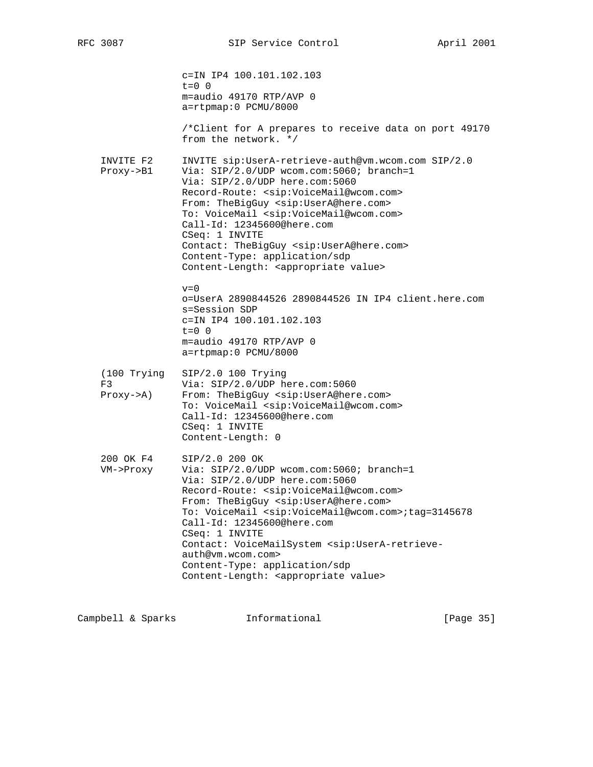```
                c=IN IP4 100.101.102.103
                t=0 0
                m=audio 49170 RTP/AVP 0
                a=rtpmap:0 PCMU/8000

                /*Client for A prepares to receive data on port 49170
                from the network. */

   INVITE F2    INVITE sip:UserA-retrieve-auth@vm.wcom.com SIP/2.0
   Proxy->B1    Via: SIP/2.0/UDP wcom.com:5060; branch=1
                Via: SIP/2.0/UDP here.com:5060
                Record-Route: <sip:VoiceMail@wcom.com>
                From: TheBigGuy <sip:UserA@here.com>
                To: VoiceMail <sip:VoiceMail@wcom.com>
                Call-Id: 12345600@here.com
                CSeq: 1 INVITE
                Contact: TheBigGuy <sip:UserA@here.com>
                Content-Type: application/sdp
                Content-Length: <appropriate value>

                v=0
                o=UserA 2890844526 2890844526 IN IP4 client.here.com
                s=Session SDP
                c=IN IP4 100.101.102.103
                t=0 0
                m=audio 49170 RTP/AVP 0
                a=rtpmap:0 PCMU/8000

   (100 Trying  SIP/2.0 100 Trying
   F3           Via: SIP/2.0/UDP here.com:5060
   Proxy->A)    From: TheBigGuy <sip:UserA@here.com>
                To: VoiceMail <sip:VoiceMail@wcom.com>
                Call-Id: 12345600@here.com
                CSeq: 1 INVITE
                Content-Length: 0

   200 OK F4    SIP/2.0 200 OK
   VM->Proxy    Via: SIP/2.0/UDP wcom.com:5060; branch=1
                Via: SIP/2.0/UDP here.com:5060
                Record-Route: <sip:VoiceMail@wcom.com>
                From: TheBigGuy <sip:UserA@here.com>
                To: VoiceMail <sip:VoiceMail@wcom.com>;tag=3145678
                Call-Id: 12345600@here.com
                CSeq: 1 INVITE
                Contact: VoiceMailSystem <sip:UserA-retrieve-
                auth@vm.wcom.com>
                Content-Type: application/sdp
                Content-Length: <appropriate value>
```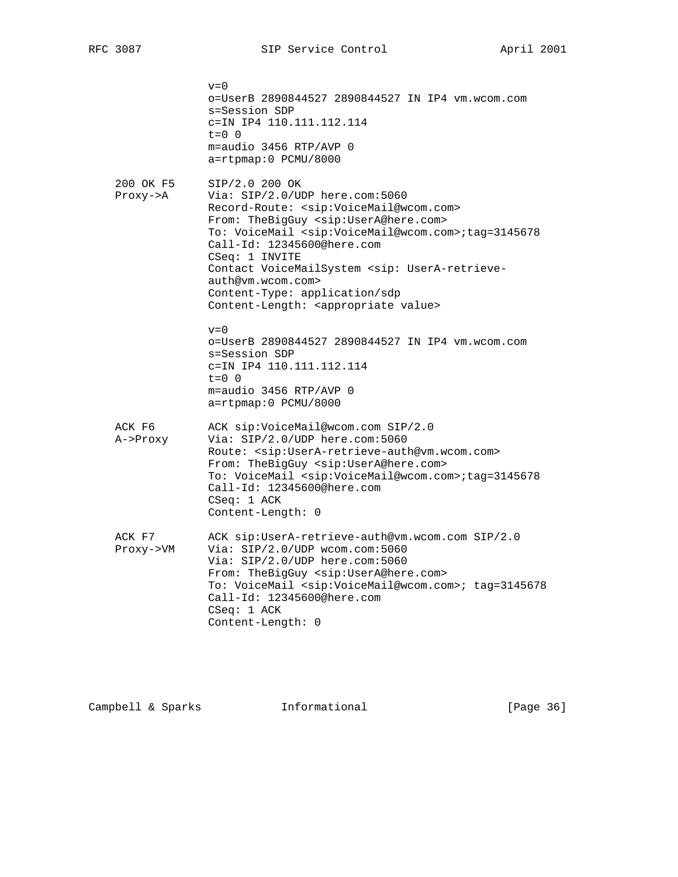```
               v=0
               o=UserB 2890844527 2890844527 IN IP4 vm.wcom.com
               s=Session SDP
               c=IN IP4 110.111.112.114
               t=0 0
               m=audio 3456 RTP/AVP 0
               a=rtpmap:0 PCMU/8000

   200 OK F5     SIP/2.0 200 OK
   Proxy->A      Via: SIP/2.0/UDP here.com:5060
                 Record-Route: <sip:VoiceMail@wcom.com>
                 From: TheBigGuy <sip:UserA@here.com>
                 To: VoiceMail <sip:VoiceMail@wcom.com>;tag=3145678
                 Call-Id: 12345600@here.com
                 CSeq: 1 INVITE
                 Contact VoiceMailSystem <sip: UserA-retrieve-
                 auth@vm.wcom.com>
                 Content-Type: application/sdp
                 Content-Length: <appropriate value>

                 v=0
                 o=UserB 2890844527 2890844527 IN IP4 vm.wcom.com
                 s=Session SDP
                 c=IN IP4 110.111.112.114
                 t=0 0
                 m=audio 3456 RTP/AVP 0
                 a=rtpmap:0 PCMU/8000

   ACK F6        ACK sip:VoiceMail@wcom.com SIP/2.0
   A->Proxy      Via: SIP/2.0/UDP here.com:5060
                 Route: <sip:UserA-retrieve-auth@vm.wcom.com>
                 From: TheBigGuy <sip:UserA@here.com>
                 To: VoiceMail <sip:VoiceMail@wcom.com>;tag=3145678
                 Call-Id: 12345600@here.com
                 CSeq: 1 ACK
                 Content-Length: 0

   ACK F7        ACK sip:UserA-retrieve-auth@vm.wcom.com SIP/2.0
   Proxy->VM     Via: SIP/2.0/UDP wcom.com:5060
                 Via: SIP/2.0/UDP here.com:5060
                 From: TheBigGuy <sip:UserA@here.com>
                 To: VoiceMail <sip:VoiceMail@wcom.com>; tag=3145678
                 Call-Id: 12345600@here.com
                 CSeq: 1 ACK
                 Content-Length: 0
```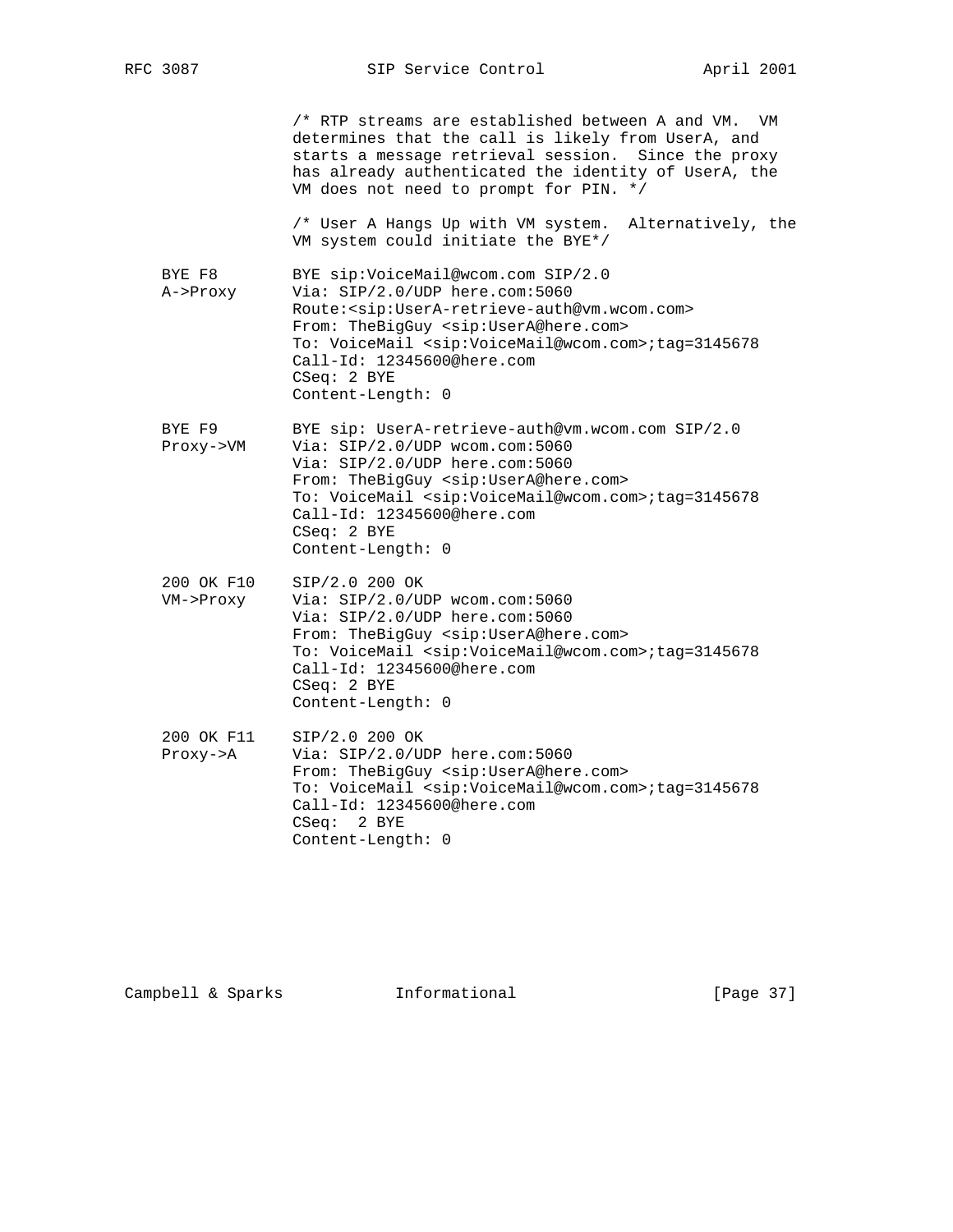```
              /* RTP streams are established between A and VM.  VM
              determines that the call is likely from UserA, and
              starts a message retrieval session.  Since the proxy
              has already authenticated the identity of UserA, the
              VM does not need to prompt for PIN. */

              /* User A Hangs Up with VM system.  Alternatively, the
              VM system could initiate the BYE*/

   BYE F8       BYE sip:VoiceMail@wcom.com SIP/2.0
   A->Proxy     Via: SIP/2.0/UDP here.com:5060
                Route:<sip:UserA-retrieve-auth@vm.wcom.com>
                From: TheBigGuy <sip:UserA@here.com>
                To: VoiceMail <sip:VoiceMail@wcom.com>;tag=3145678
                Call-Id: 12345600@here.com
                CSeq: 2 BYE
                Content-Length: 0

   BYE F9       BYE sip: UserA-retrieve-auth@vm.wcom.com SIP/2.0
   Proxy->VM    Via: SIP/2.0/UDP wcom.com:5060
                Via: SIP/2.0/UDP here.com:5060
                From: TheBigGuy <sip:UserA@here.com>
                To: VoiceMail <sip:VoiceMail@wcom.com>;tag=3145678
                Call-Id: 12345600@here.com
                CSeq: 2 BYE
                Content-Length: 0

   200 OK F10   SIP/2.0 200 OK
   VM->Proxy    Via: SIP/2.0/UDP wcom.com:5060
                Via: SIP/2.0/UDP here.com:5060
                From: TheBigGuy <sip:UserA@here.com>
                To: VoiceMail <sip:VoiceMail@wcom.com>;tag=3145678
                Call-Id: 12345600@here.com
                CSeq: 2 BYE
                Content-Length: 0

   200 OK F11   SIP/2.0 200 OK
   Proxy->A     Via: SIP/2.0/UDP here.com:5060
                From: TheBigGuy <sip:UserA@here.com>
                To: VoiceMail <sip:VoiceMail@wcom.com>;tag=3145678
                Call-Id: 12345600@here.com
                CSeq:  2 BYE
                Content-Length: 0
```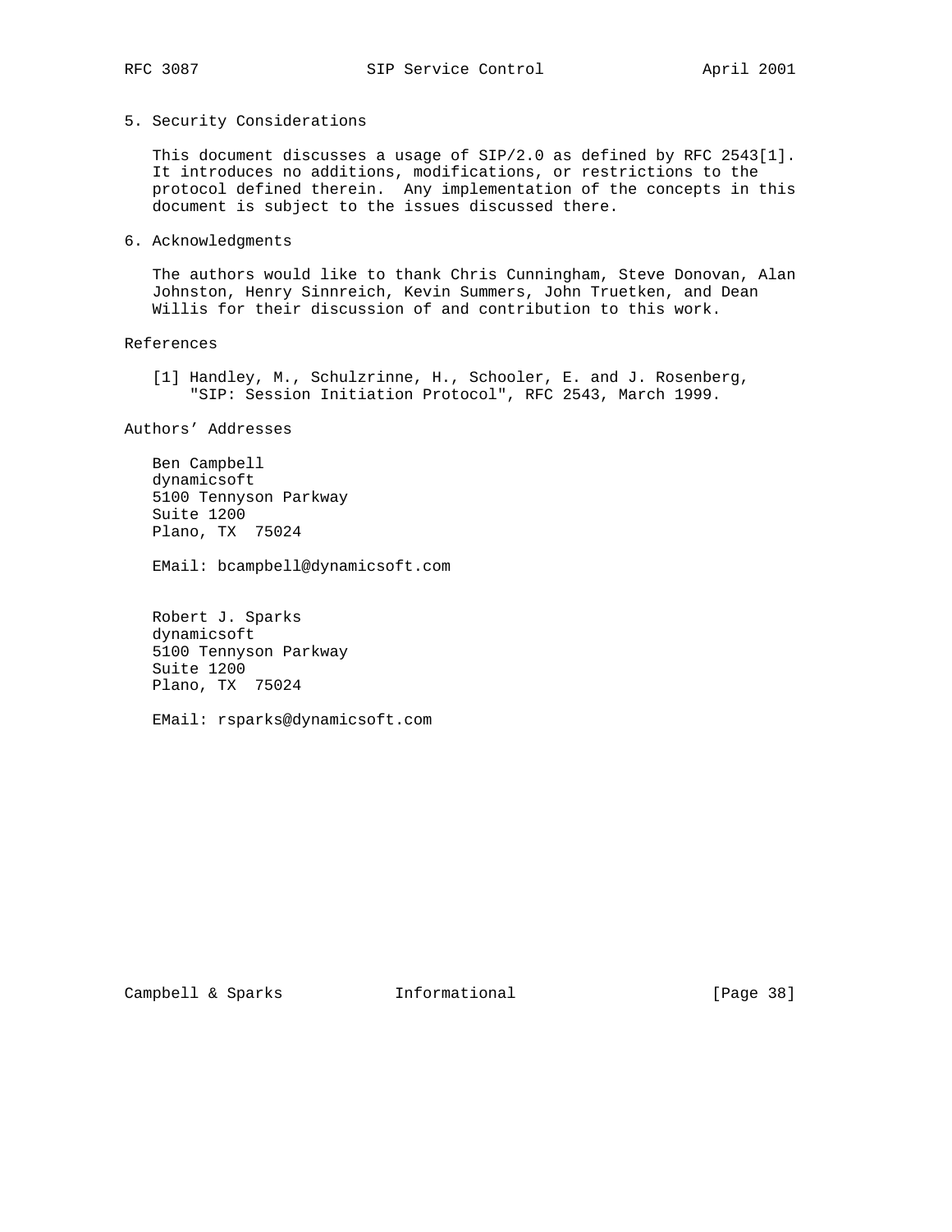## 5. Security Considerations

This document discusses a usage of SIP/2.0 as defined by RFC 2543[1]. It introduces no additions, modifications, or restrictions to the protocol defined therein. Any implementation of the concepts in this document is subject to the issues discussed there.

## 6. Acknowledgments

The authors would like to thank Chris Cunningham, Steve Donovan, Alan Johnston, Henry Sinnreich, Kevin Summers, John Truetken, and Dean Willis for their discussion of and contribution to this work.

## References

[1] Handley, M., Schulzrinne, H., Schooler, E. and J. Rosenberg, "SIP: Session Initiation Protocol", RFC 2543, March 1999.

## Authors' Addresses

Ben Campbell
dynamicsoft
5100 Tennyson Parkway
Suite 1200
Plano, TX 75024

EMail: bcampbell@dynamicsoft.com

Robert J. Sparks
dynamicsoft
5100 Tennyson Parkway
Suite 1200
Plano, TX 75024

EMail: rsparks@dynamicsoft.com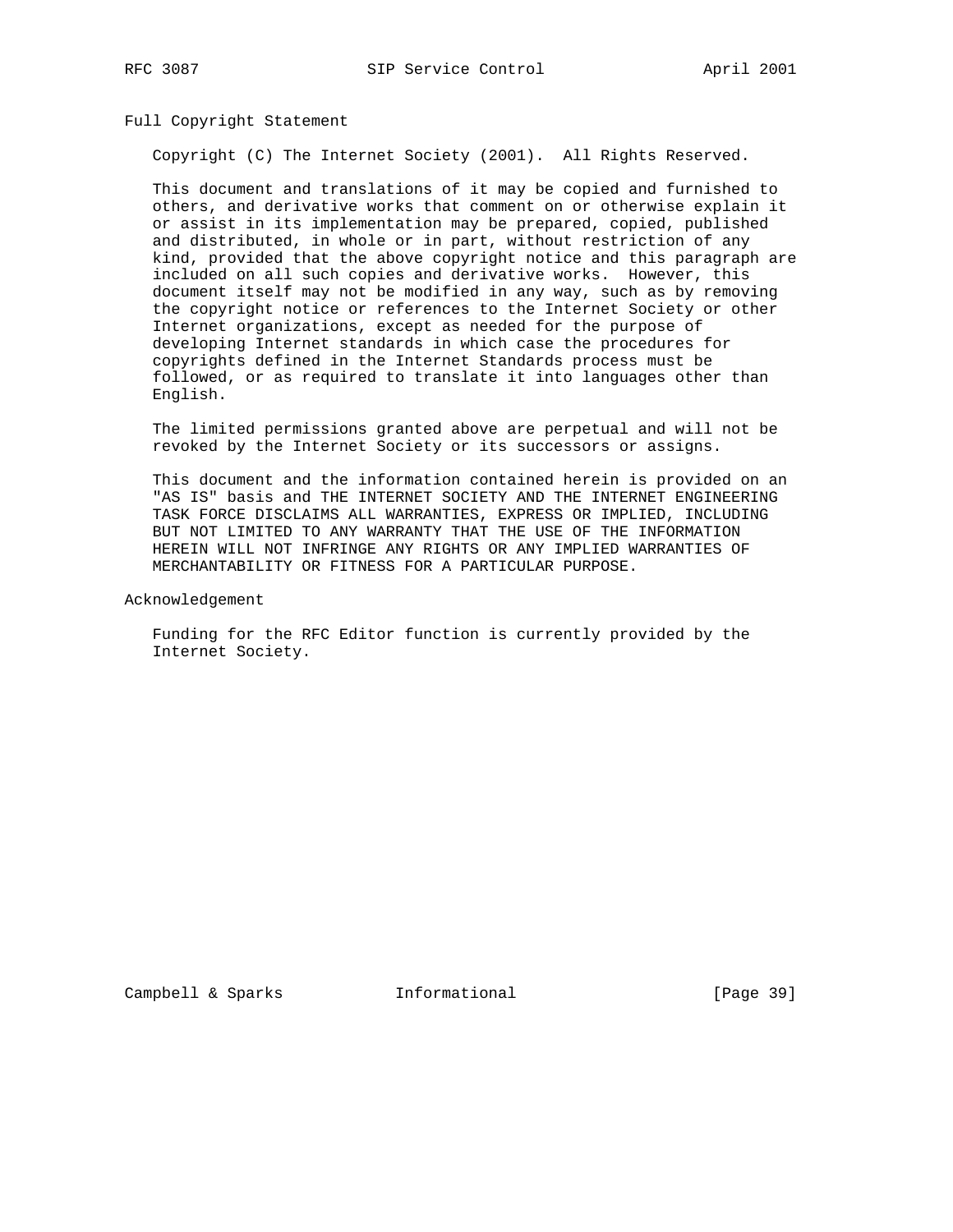## Full Copyright Statement

Copyright (C) The Internet Society (2001). All Rights Reserved.

This document and translations of it may be copied and furnished to others, and derivative works that comment on or otherwise explain it or assist in its implementation may be prepared, copied, published and distributed, in whole or in part, without restriction of any kind, provided that the above copyright notice and this paragraph are included on all such copies and derivative works. However, this document itself may not be modified in any way, such as by removing the copyright notice or references to the Internet Society or other Internet organizations, except as needed for the purpose of developing Internet standards in which case the procedures for copyrights defined in the Internet Standards process must be followed, or as required to translate it into languages other than English.

The limited permissions granted above are perpetual and will not be revoked by the Internet Society or its successors or assigns.

This document and the information contained herein is provided on an "AS IS" basis and THE INTERNET SOCIETY AND THE INTERNET ENGINEERING TASK FORCE DISCLAIMS ALL WARRANTIES, EXPRESS OR IMPLIED, INCLUDING BUT NOT LIMITED TO ANY WARRANTY THAT THE USE OF THE INFORMATION HEREIN WILL NOT INFRINGE ANY RIGHTS OR ANY IMPLIED WARRANTIES OF MERCHANTABILITY OR FITNESS FOR A PARTICULAR PURPOSE.

## Acknowledgement

Funding for the RFC Editor function is currently provided by the Internet Society.